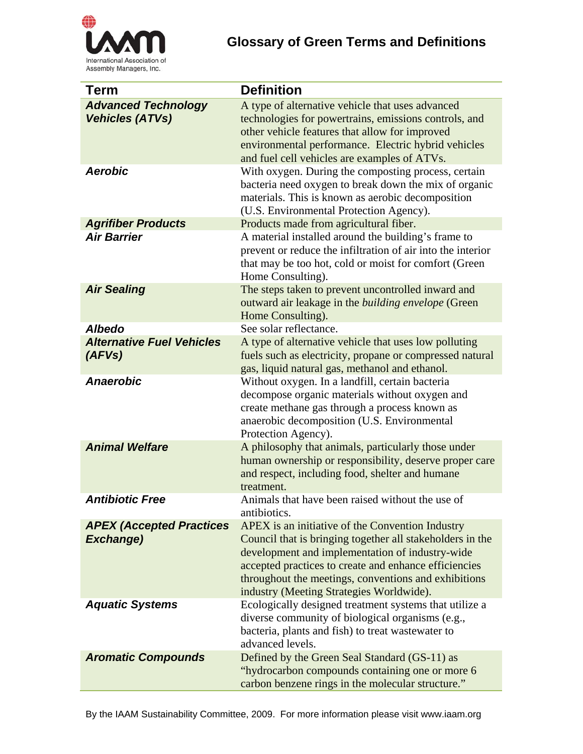International Association of Assembly Managers, Inc.

# Glossary of Green Terms and Definitions

| Term | Definition |
|---|---|
| ***Advanced Technology Vehicles (ATVs)*** | A type of alternative vehicle that uses advanced technologies for powertrains, emissions controls, and other vehicle features that allow for improved environmental performance. Electric hybrid vehicles and fuel cell vehicles are examples of ATVs. |
| ***Aerobic*** | With oxygen. During the composting process, certain bacteria need oxygen to break down the mix of organic materials. This is known as aerobic decomposition (U.S. Environmental Protection Agency). |
| ***Agrifiber Products*** | Products made from agricultural fiber. |
| ***Air Barrier*** | A material installed around the building's frame to prevent or reduce the infiltration of air into the interior that may be too hot, cold or moist for comfort (Green Home Consulting). |
| ***Air Sealing*** | The steps taken to prevent uncontrolled inward and outward air leakage in the *building envelope* (Green Home Consulting). |
| ***Albedo*** | See solar reflectance. |
| ***Alternative Fuel Vehicles (AFVs)*** | A type of alternative vehicle that uses low polluting fuels such as electricity, propane or compressed natural gas, liquid natural gas, methanol and ethanol. |
| ***Anaerobic*** | Without oxygen. In a landfill, certain bacteria decompose organic materials without oxygen and create methane gas through a process known as anaerobic decomposition (U.S. Environmental Protection Agency). |
| ***Animal Welfare*** | A philosophy that animals, particularly those under human ownership or responsibility, deserve proper care and respect, including food, shelter and humane treatment. |
| ***Antibiotic Free*** | Animals that have been raised without the use of antibiotics. |
| ***APEX (Accepted Practices Exchange)*** | APEX is an initiative of the Convention Industry Council that is bringing together all stakeholders in the development and implementation of industry-wide accepted practices to create and enhance efficiencies throughout the meetings, conventions and exhibitions industry (Meeting Strategies Worldwide). |
| ***Aquatic Systems*** | Ecologically designed treatment systems that utilize a diverse community of biological organisms (e.g., bacteria, plants and fish) to treat wastewater to advanced levels. |
| ***Aromatic Compounds*** | Defined by the Green Seal Standard (GS-11) as "hydrocarbon compounds containing one or more 6 carbon benzene rings in the molecular structure." |

By the IAAM Sustainability Committee, 2009. For more information please visit www.iaam.org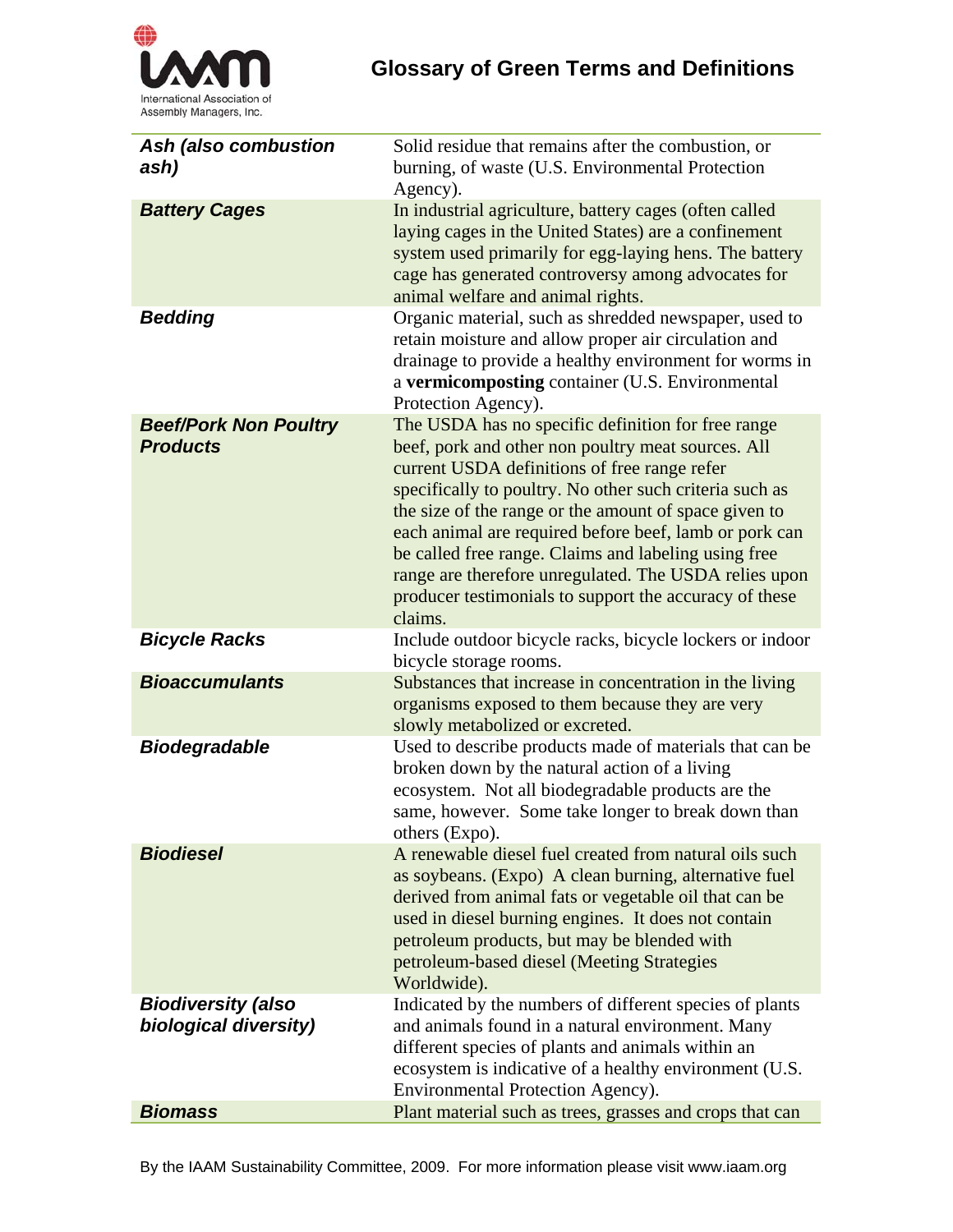# Glossary of Green Terms and Definitions

| Term | Definition |
|---|---|
| ***Ash (also combustion ash)*** | Solid residue that remains after the combustion, or burning, of waste (U.S. Environmental Protection Agency). |
| ***Battery Cages*** | In industrial agriculture, battery cages (often called laying cages in the United States) are a confinement system used primarily for egg-laying hens. The battery cage has generated controversy among advocates for animal welfare and animal rights. |
| ***Bedding*** | Organic material, such as shredded newspaper, used to retain moisture and allow proper air circulation and drainage to provide a healthy environment for worms in a **vermicomposting** container (U.S. Environmental Protection Agency). |
| ***Beef/Pork Non Poultry Products*** | The USDA has no specific definition for free range beef, pork and other non poultry meat sources. All current USDA definitions of free range refer specifically to poultry. No other such criteria such as the size of the range or the amount of space given to each animal are required before beef, lamb or pork can be called free range. Claims and labeling using free range are therefore unregulated. The USDA relies upon producer testimonials to support the accuracy of these claims. |
| ***Bicycle Racks*** | Include outdoor bicycle racks, bicycle lockers or indoor bicycle storage rooms. |
| ***Bioaccumulants*** | Substances that increase in concentration in the living organisms exposed to them because they are very slowly metabolized or excreted. |
| ***Biodegradable*** | Used to describe products made of materials that can be broken down by the natural action of a living ecosystem. Not all biodegradable products are the same, however. Some take longer to break down than others (Expo). |
| ***Biodiesel*** | A renewable diesel fuel created from natural oils such as soybeans. (Expo) A clean burning, alternative fuel derived from animal fats or vegetable oil that can be used in diesel burning engines. It does not contain petroleum products, but may be blended with petroleum-based diesel (Meeting Strategies Worldwide). |
| ***Biodiversity (also biological diversity)*** | Indicated by the numbers of different species of plants and animals found in a natural environment. Many different species of plants and animals within an ecosystem is indicative of a healthy environment (U.S. Environmental Protection Agency). |
| ***Biomass*** | Plant material such as trees, grasses and crops that can |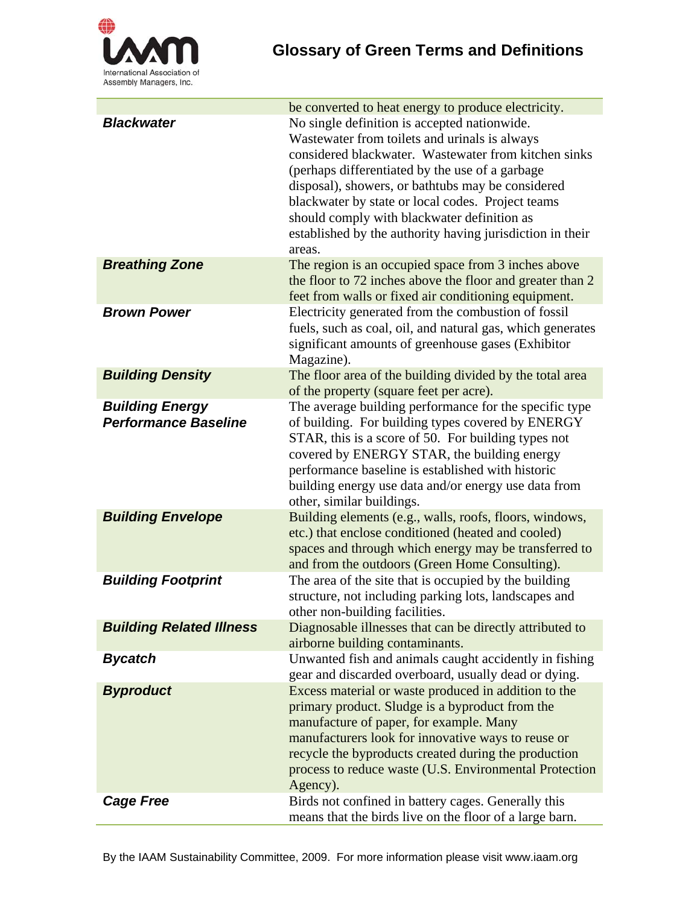| | |
|---|---|
| | be converted to heat energy to produce electricity. |
| ***Blackwater*** | No single definition is accepted nationwide. Wastewater from toilets and urinals is always considered blackwater. Wastewater from kitchen sinks (perhaps differentiated by the use of a garbage disposal), showers, or bathtubs may be considered blackwater by state or local codes. Project teams should comply with blackwater definition as established by the authority having jurisdiction in their areas. |
| ***Breathing Zone*** | The region is an occupied space from 3 inches above the floor to 72 inches above the floor and greater than 2 feet from walls or fixed air conditioning equipment. |
| ***Brown Power*** | Electricity generated from the combustion of fossil fuels, such as coal, oil, and natural gas, which generates significant amounts of greenhouse gases (Exhibitor Magazine). |
| ***Building Density*** | The floor area of the building divided by the total area of the property (square feet per acre). |
| ***Building Energy Performance Baseline*** | The average building performance for the specific type of building. For building types covered by ENERGY STAR, this is a score of 50. For building types not covered by ENERGY STAR, the building energy performance baseline is established with historic building energy use data and/or energy use data from other, similar buildings. |
| ***Building Envelope*** | Building elements (e.g., walls, roofs, floors, windows, etc.) that enclose conditioned (heated and cooled) spaces and through which energy may be transferred to and from the outdoors (Green Home Consulting). |
| ***Building Footprint*** | The area of the site that is occupied by the building structure, not including parking lots, landscapes and other non-building facilities. |
| ***Building Related Illness*** | Diagnosable illnesses that can be directly attributed to airborne building contaminants. |
| ***Bycatch*** | Unwanted fish and animals caught accidently in fishing gear and discarded overboard, usually dead or dying. |
| ***Byproduct*** | Excess material or waste produced in addition to the primary product. Sludge is a byproduct from the manufacture of paper, for example. Many manufacturers look for innovative ways to reuse or recycle the byproducts created during the production process to reduce waste (U.S. Environmental Protection Agency). |
| ***Cage Free*** | Birds not confined in battery cages. Generally this means that the birds live on the floor of a large barn. |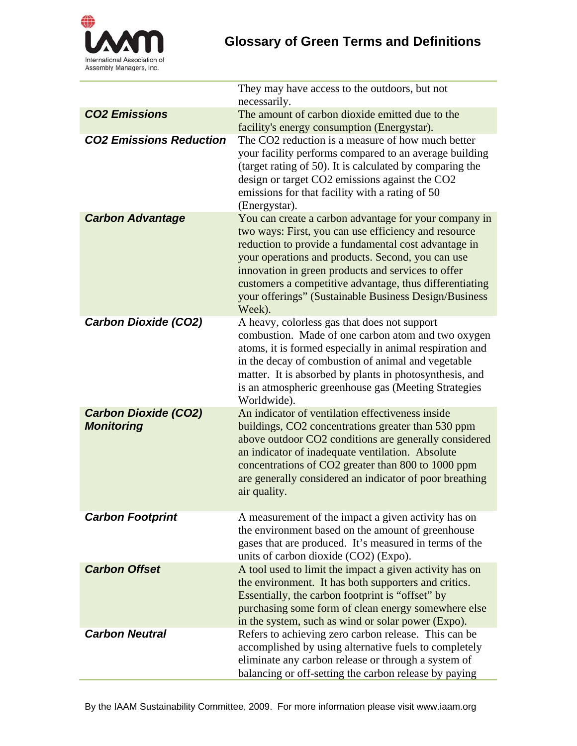| | |
|---|---|
| | They may have access to the outdoors, but not necessarily. |
| ***CO2 Emissions*** | The amount of carbon dioxide emitted due to the facility's energy consumption (Energystar). |
| ***CO2 Emissions Reduction*** | The CO2 reduction is a measure of how much better your facility performs compared to an average building (target rating of 50). It is calculated by comparing the design or target CO2 emissions against the CO2 emissions for that facility with a rating of 50 (Energystar). |
| ***Carbon Advantage*** | You can create a carbon advantage for your company in two ways: First, you can use efficiency and resource reduction to provide a fundamental cost advantage in your operations and products. Second, you can use innovation in green products and services to offer customers a competitive advantage, thus differentiating your offerings" (Sustainable Business Design/Business Week). |
| ***Carbon Dioxide (CO2)*** | A heavy, colorless gas that does not support combustion. Made of one carbon atom and two oxygen atoms, it is formed especially in animal respiration and in the decay of combustion of animal and vegetable matter. It is absorbed by plants in photosynthesis, and is an atmospheric greenhouse gas (Meeting Strategies Worldwide). |
| ***Carbon Dioxide (CO2) Monitoring*** | An indicator of ventilation effectiveness inside buildings, CO2 concentrations greater than 530 ppm above outdoor CO2 conditions are generally considered an indicator of inadequate ventilation. Absolute concentrations of CO2 greater than 800 to 1000 ppm are generally considered an indicator of poor breathing air quality. |
| ***Carbon Footprint*** | A measurement of the impact a given activity has on the environment based on the amount of greenhouse gases that are produced. It's measured in terms of the units of carbon dioxide (CO2) (Expo). |
| ***Carbon Offset*** | A tool used to limit the impact a given activity has on the environment. It has both supporters and critics. Essentially, the carbon footprint is "offset" by purchasing some form of clean energy somewhere else in the system, such as wind or solar power (Expo). |
| ***Carbon Neutral*** | Refers to achieving zero carbon release. This can be accomplished by using alternative fuels to completely eliminate any carbon release or through a system of balancing or off-setting the carbon release by paying |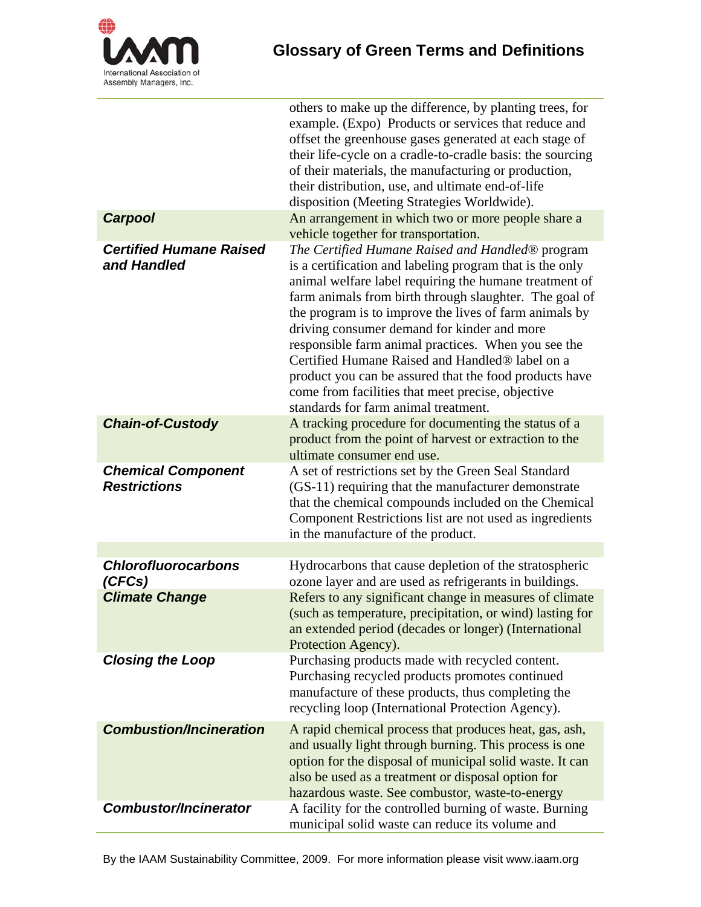| | |
|---|---|
| | others to make up the difference, by planting trees, for example. (Expo) Products or services that reduce and offset the greenhouse gases generated at each stage of their life-cycle on a cradle-to-cradle basis: the sourcing of their materials, the manufacturing or production, their distribution, use, and ultimate end-of-life disposition (Meeting Strategies Worldwide). |
| ***Carpool*** | An arrangement in which two or more people share a vehicle together for transportation. |
| ***Certified Humane Raised and Handled*** | *The Certified Humane Raised and Handled®* program is a certification and labeling program that is the only animal welfare label requiring the humane treatment of farm animals from birth through slaughter. The goal of the program is to improve the lives of farm animals by driving consumer demand for kinder and more responsible farm animal practices. When you see the Certified Humane Raised and Handled® label on a product you can be assured that the food products have come from facilities that meet precise, objective standards for farm animal treatment. |
| ***Chain-of-Custody*** | A tracking procedure for documenting the status of a product from the point of harvest or extraction to the ultimate consumer end use. |
| ***Chemical Component Restrictions*** | A set of restrictions set by the Green Seal Standard (GS-11) requiring that the manufacturer demonstrate that the chemical compounds included on the Chemical Component Restrictions list are not used as ingredients in the manufacture of the product. |
| | |
| ***Chlorofluorocarbons (CFCs)*** | Hydrocarbons that cause depletion of the stratospheric ozone layer and are used as refrigerants in buildings. |
| ***Climate Change*** | Refers to any significant change in measures of climate (such as temperature, precipitation, or wind) lasting for an extended period (decades or longer) (International Protection Agency). |
| ***Closing the Loop*** | Purchasing products made with recycled content. Purchasing recycled products promotes continued manufacture of these products, thus completing the recycling loop (International Protection Agency). |
| ***Combustion/Incineration*** | A rapid chemical process that produces heat, gas, ash, and usually light through burning. This process is one option for the disposal of municipal solid waste. It can also be used as a treatment or disposal option for hazardous waste. See combustor, waste-to-energy |
| ***Combustor/Incinerator*** | A facility for the controlled burning of waste. Burning municipal solid waste can reduce its volume and |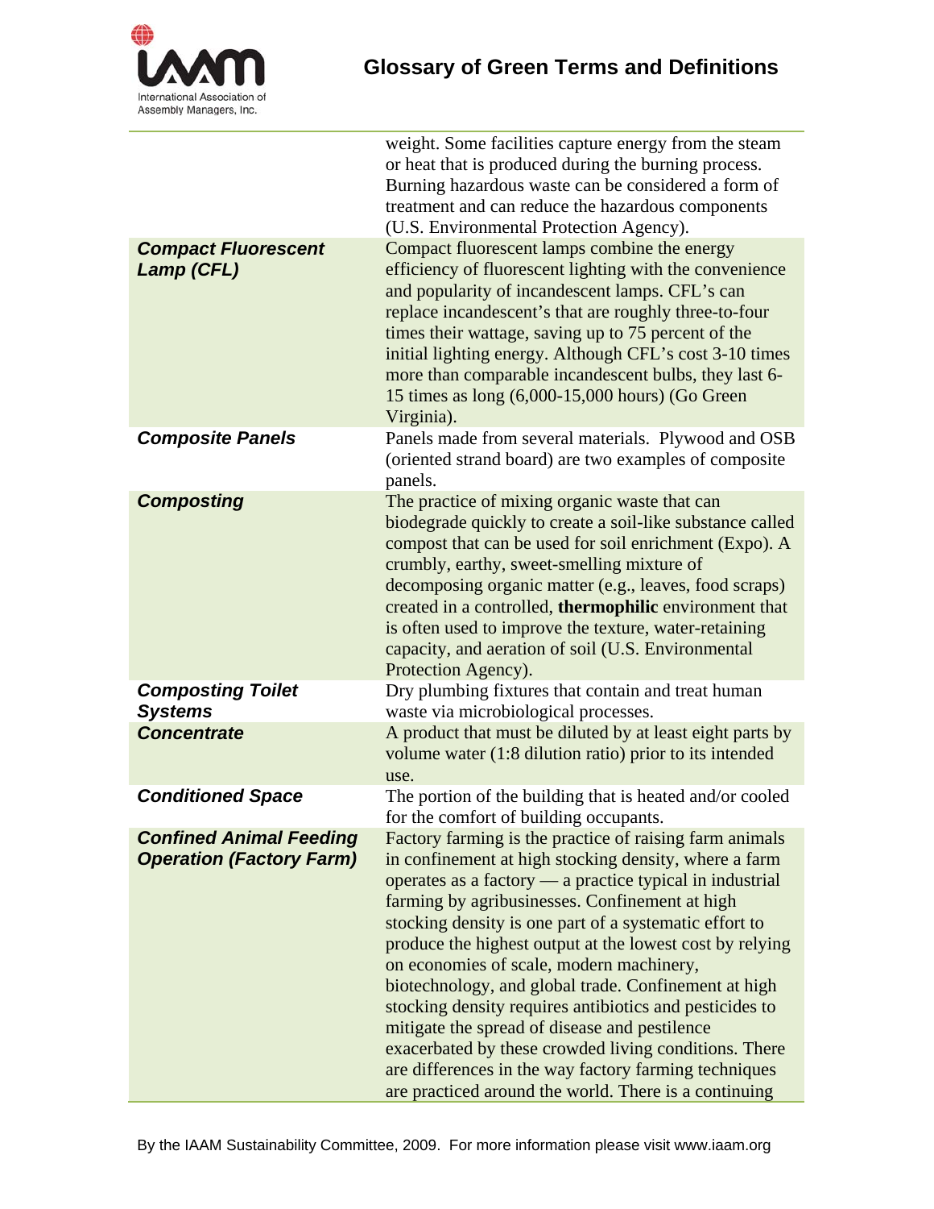| | |
|---|---|
| | weight. Some facilities capture energy from the steam or heat that is produced during the burning process. Burning hazardous waste can be considered a form of treatment and can reduce the hazardous components (U.S. Environmental Protection Agency). |
| ***Compact Fluorescent Lamp (CFL)*** | Compact fluorescent lamps combine the energy efficiency of fluorescent lighting with the convenience and popularity of incandescent lamps. CFL's can replace incandescent's that are roughly three-to-four times their wattage, saving up to 75 percent of the initial lighting energy. Although CFL's cost 3-10 times more than comparable incandescent bulbs, they last 6-15 times as long (6,000-15,000 hours) (Go Green Virginia). |
| ***Composite Panels*** | Panels made from several materials. Plywood and OSB (oriented strand board) are two examples of composite panels. |
| ***Composting*** | The practice of mixing organic waste that can biodegrade quickly to create a soil-like substance called compost that can be used for soil enrichment (Expo). A crumbly, earthy, sweet-smelling mixture of decomposing organic matter (e.g., leaves, food scraps) created in a controlled, **thermophilic** environment that is often used to improve the texture, water-retaining capacity, and aeration of soil (U.S. Environmental Protection Agency). |
| ***Composting Toilet Systems*** | Dry plumbing fixtures that contain and treat human waste via microbiological processes. |
| ***Concentrate*** | A product that must be diluted by at least eight parts by volume water (1:8 dilution ratio) prior to its intended use. |
| ***Conditioned Space*** | The portion of the building that is heated and/or cooled for the comfort of building occupants. |
| ***Confined Animal Feeding Operation (Factory Farm)*** | Factory farming is the practice of raising farm animals in confinement at high stocking density, where a farm operates as a factory — a practice typical in industrial farming by agribusinesses. Confinement at high stocking density is one part of a systematic effort to produce the highest output at the lowest cost by relying on economies of scale, modern machinery, biotechnology, and global trade. Confinement at high stocking density requires antibiotics and pesticides to mitigate the spread of disease and pestilence exacerbated by these crowded living conditions. There are differences in the way factory farming techniques are practiced around the world. There is a continuing |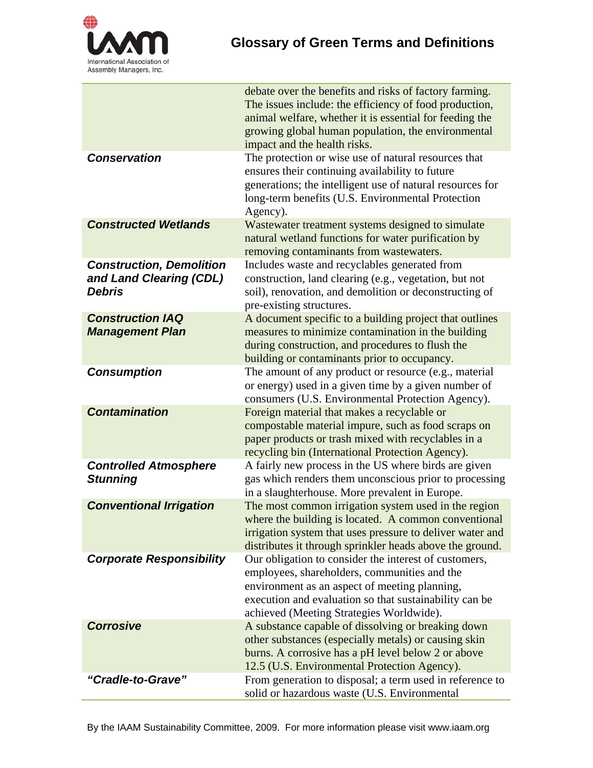| | |
|---|---|
| | debate over the benefits and risks of factory farming. The issues include: the efficiency of food production, animal welfare, whether it is essential for feeding the growing global human population, the environmental impact and the health risks. |
| ***Conservation*** | The protection or wise use of natural resources that ensures their continuing availability to future generations; the intelligent use of natural resources for long-term benefits (U.S. Environmental Protection Agency). |
| ***Constructed Wetlands*** | Wastewater treatment systems designed to simulate natural wetland functions for water purification by removing contaminants from wastewaters. |
| ***Construction, Demolition and Land Clearing (CDL) Debris*** | Includes waste and recyclables generated from construction, land clearing (e.g., vegetation, but not soil), renovation, and demolition or deconstructing of pre-existing structures. |
| ***Construction IAQ Management Plan*** | A document specific to a building project that outlines measures to minimize contamination in the building during construction, and procedures to flush the building or contaminants prior to occupancy. |
| ***Consumption*** | The amount of any product or resource (e.g., material or energy) used in a given time by a given number of consumers (U.S. Environmental Protection Agency). |
| ***Contamination*** | Foreign material that makes a recyclable or compostable material impure, such as food scraps on paper products or trash mixed with recyclables in a recycling bin (International Protection Agency). |
| ***Controlled Atmosphere Stunning*** | A fairly new process in the US where birds are given gas which renders them unconscious prior to processing in a slaughterhouse. More prevalent in Europe. |
| ***Conventional Irrigation*** | The most common irrigation system used in the region where the building is located. A common conventional irrigation system that uses pressure to deliver water and distributes it through sprinkler heads above the ground. |
| ***Corporate Responsibility*** | Our obligation to consider the interest of customers, employees, shareholders, communities and the environment as an aspect of meeting planning, execution and evaluation so that sustainability can be achieved (Meeting Strategies Worldwide). |
| ***Corrosive*** | A substance capable of dissolving or breaking down other substances (especially metals) or causing skin burns. A corrosive has a pH level below 2 or above 12.5 (U.S. Environmental Protection Agency). |
| ***"Cradle-to-Grave"*** | From generation to disposal; a term used in reference to solid or hazardous waste (U.S. Environmental |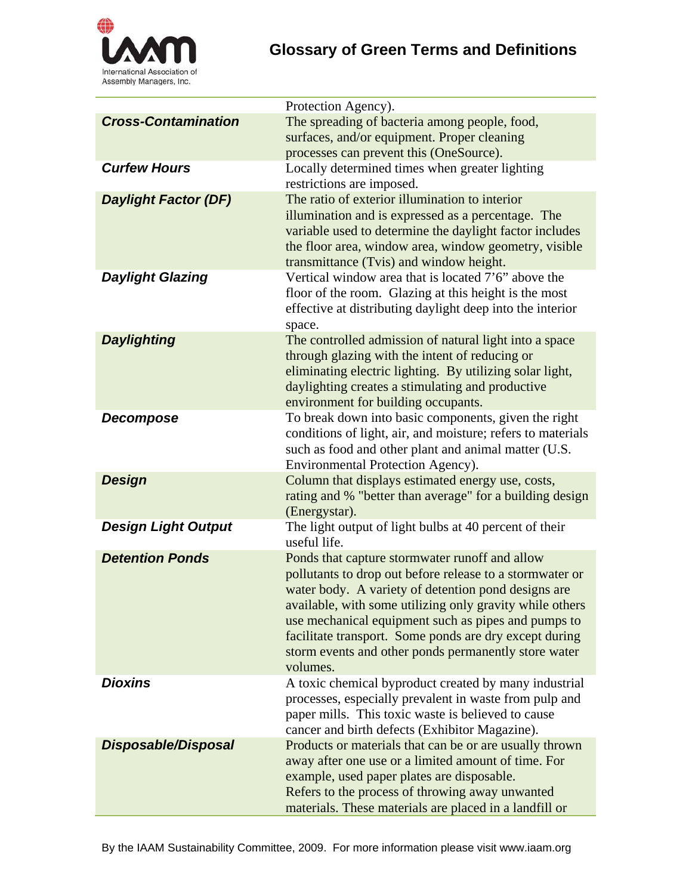| | |
|---|---|
| | Protection Agency). |
| ***Cross-Contamination*** | The spreading of bacteria among people, food, surfaces, and/or equipment. Proper cleaning processes can prevent this (OneSource). |
| ***Curfew Hours*** | Locally determined times when greater lighting restrictions are imposed. |
| ***Daylight Factor (DF)*** | The ratio of exterior illumination to interior illumination and is expressed as a percentage. The variable used to determine the daylight factor includes the floor area, window area, window geometry, visible transmittance (Tvis) and window height. |
| ***Daylight Glazing*** | Vertical window area that is located 7'6" above the floor of the room. Glazing at this height is the most effective at distributing daylight deep into the interior space. |
| ***Daylighting*** | The controlled admission of natural light into a space through glazing with the intent of reducing or eliminating electric lighting. By utilizing solar light, daylighting creates a stimulating and productive environment for building occupants. |
| ***Decompose*** | To break down into basic components, given the right conditions of light, air, and moisture; refers to materials such as food and other plant and animal matter (U.S. Environmental Protection Agency). |
| ***Design*** | Column that displays estimated energy use, costs, rating and % "better than average" for a building design (Energystar). |
| ***Design Light Output*** | The light output of light bulbs at 40 percent of their useful life. |
| ***Detention Ponds*** | Ponds that capture stormwater runoff and allow pollutants to drop out before release to a stormwater or water body. A variety of detention pond designs are available, with some utilizing only gravity while others use mechanical equipment such as pipes and pumps to facilitate transport. Some ponds are dry except during storm events and other ponds permanently store water volumes. |
| ***Dioxins*** | A toxic chemical byproduct created by many industrial processes, especially prevalent in waste from pulp and paper mills. This toxic waste is believed to cause cancer and birth defects (Exhibitor Magazine). |
| ***Disposable/Disposal*** | Products or materials that can be or are usually thrown away after one use or a limited amount of time. For example, used paper plates are disposable. Refers to the process of throwing away unwanted materials. These materials are placed in a landfill or |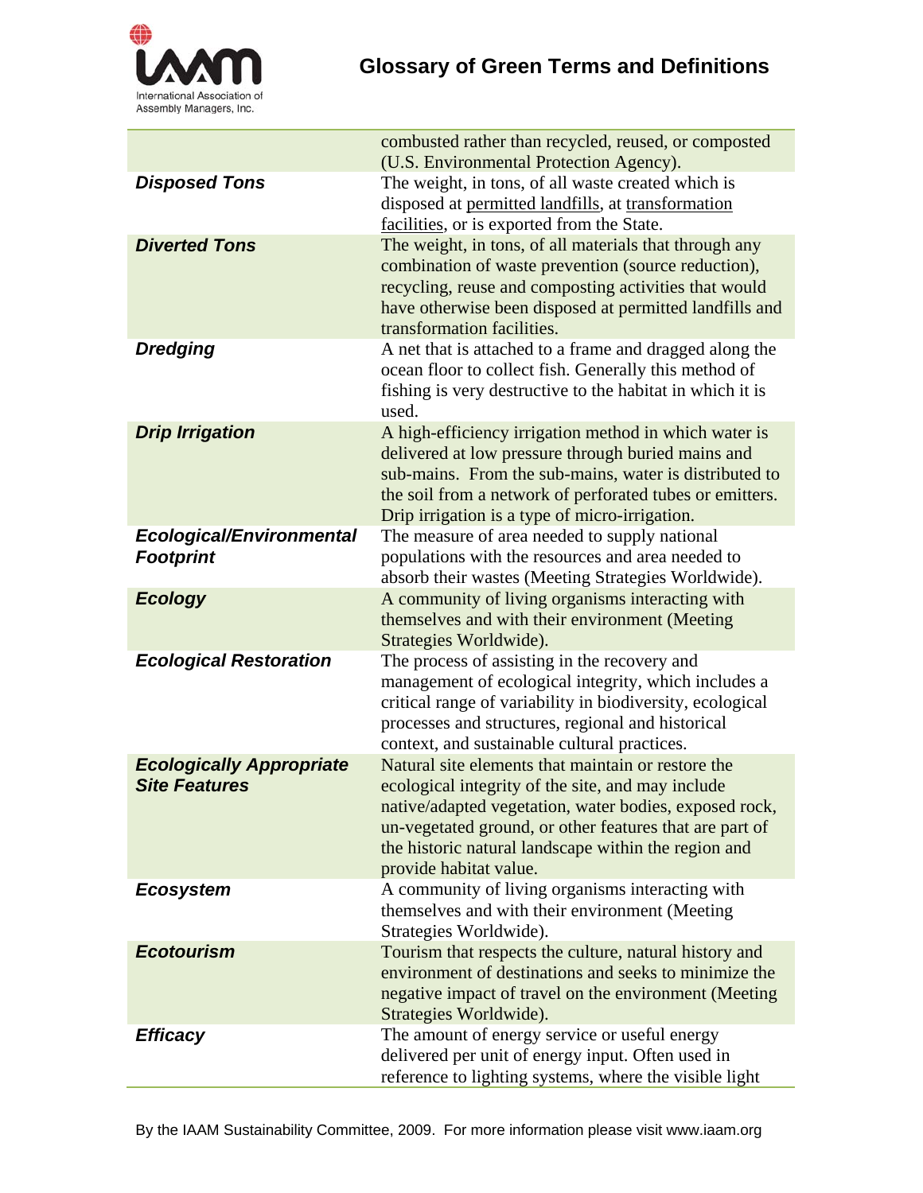| | |
|---|---|
| | combusted rather than recycled, reused, or composted (U.S. Environmental Protection Agency). |
| ***Disposed Tons*** | The weight, in tons, of all waste created which is disposed at permitted landfills, at transformation facilities, or is exported from the State. |
| ***Diverted Tons*** | The weight, in tons, of all materials that through any combination of waste prevention (source reduction), recycling, reuse and composting activities that would have otherwise been disposed at permitted landfills and transformation facilities. |
| ***Dredging*** | A net that is attached to a frame and dragged along the ocean floor to collect fish. Generally this method of fishing is very destructive to the habitat in which it is used. |
| ***Drip Irrigation*** | A high-efficiency irrigation method in which water is delivered at low pressure through buried mains and sub-mains. From the sub-mains, water is distributed to the soil from a network of perforated tubes or emitters. Drip irrigation is a type of micro-irrigation. |
| ***Ecological/Environmental Footprint*** | The measure of area needed to supply national populations with the resources and area needed to absorb their wastes (Meeting Strategies Worldwide). |
| ***Ecology*** | A community of living organisms interacting with themselves and with their environment (Meeting Strategies Worldwide). |
| ***Ecological Restoration*** | The process of assisting in the recovery and management of ecological integrity, which includes a critical range of variability in biodiversity, ecological processes and structures, regional and historical context, and sustainable cultural practices. |
| ***Ecologically Appropriate Site Features*** | Natural site elements that maintain or restore the ecological integrity of the site, and may include native/adapted vegetation, water bodies, exposed rock, un-vegetated ground, or other features that are part of the historic natural landscape within the region and provide habitat value. |
| ***Ecosystem*** | A community of living organisms interacting with themselves and with their environment (Meeting Strategies Worldwide). |
| ***Ecotourism*** | Tourism that respects the culture, natural history and environment of destinations and seeks to minimize the negative impact of travel on the environment (Meeting Strategies Worldwide). |
| ***Efficacy*** | The amount of energy service or useful energy delivered per unit of energy input. Often used in reference to lighting systems, where the visible light |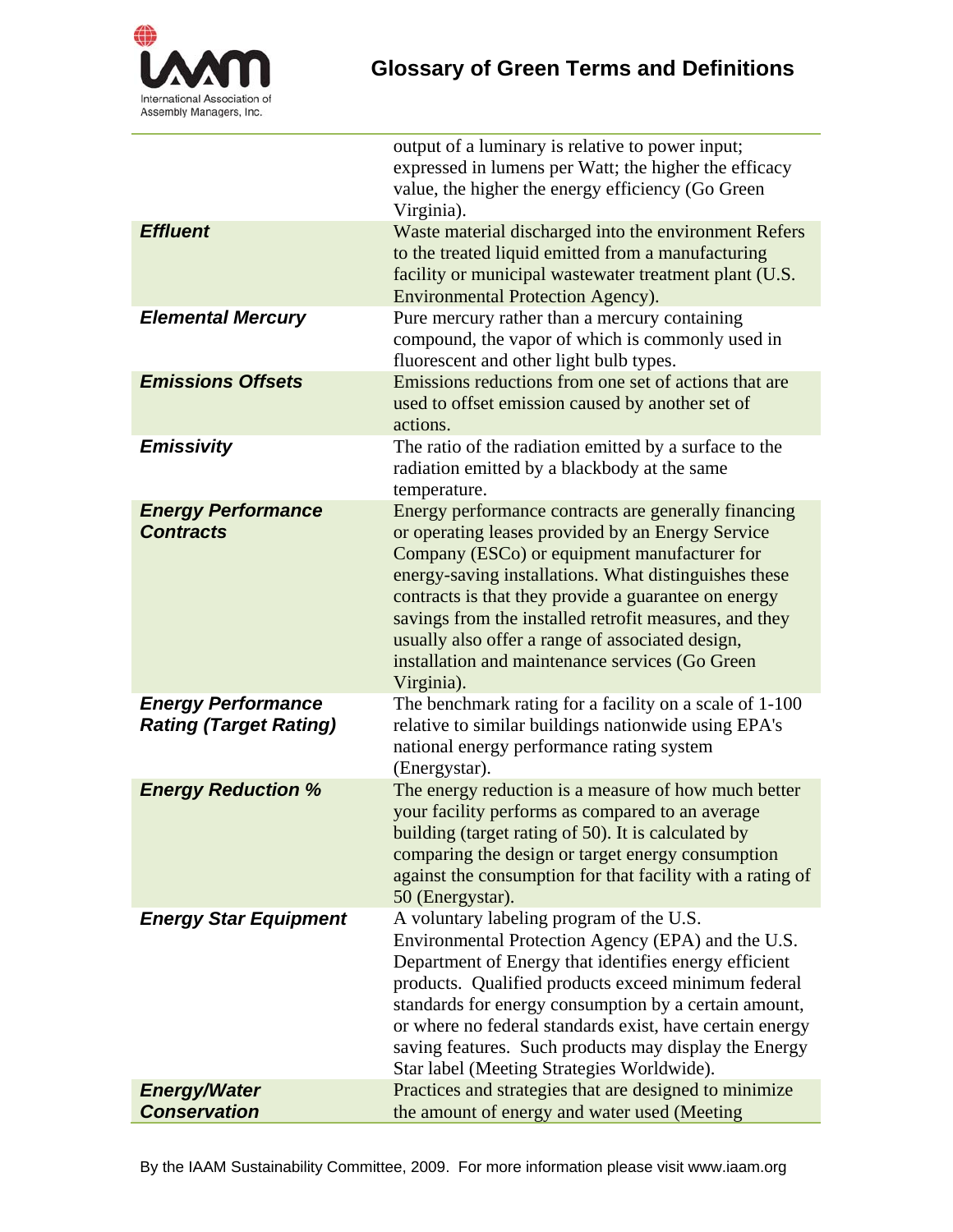| | |
|---|---|
| | output of a luminary is relative to power input; expressed in lumens per Watt; the higher the efficacy value, the higher the energy efficiency (Go Green Virginia). |
| ***Effluent*** | Waste material discharged into the environment Refers to the treated liquid emitted from a manufacturing facility or municipal wastewater treatment plant (U.S. Environmental Protection Agency). |
| ***Elemental Mercury*** | Pure mercury rather than a mercury containing compound, the vapor of which is commonly used in fluorescent and other light bulb types. |
| ***Emissions Offsets*** | Emissions reductions from one set of actions that are used to offset emission caused by another set of actions. |
| ***Emissivity*** | The ratio of the radiation emitted by a surface to the radiation emitted by a blackbody at the same temperature. |
| ***Energy Performance Contracts*** | Energy performance contracts are generally financing or operating leases provided by an Energy Service Company (ESCo) or equipment manufacturer for energy-saving installations. What distinguishes these contracts is that they provide a guarantee on energy savings from the installed retrofit measures, and they usually also offer a range of associated design, installation and maintenance services (Go Green Virginia). |
| ***Energy Performance Rating (Target Rating)*** | The benchmark rating for a facility on a scale of 1-100 relative to similar buildings nationwide using EPA's national energy performance rating system (Energystar). |
| ***Energy Reduction %*** | The energy reduction is a measure of how much better your facility performs as compared to an average building (target rating of 50). It is calculated by comparing the design or target energy consumption against the consumption for that facility with a rating of 50 (Energystar). |
| ***Energy Star Equipment*** | A voluntary labeling program of the U.S. Environmental Protection Agency (EPA) and the U.S. Department of Energy that identifies energy efficient products. Qualified products exceed minimum federal standards for energy consumption by a certain amount, or where no federal standards exist, have certain energy saving features. Such products may display the Energy Star label (Meeting Strategies Worldwide). |
| ***Energy/Water Conservation*** | Practices and strategies that are designed to minimize the amount of energy and water used (Meeting |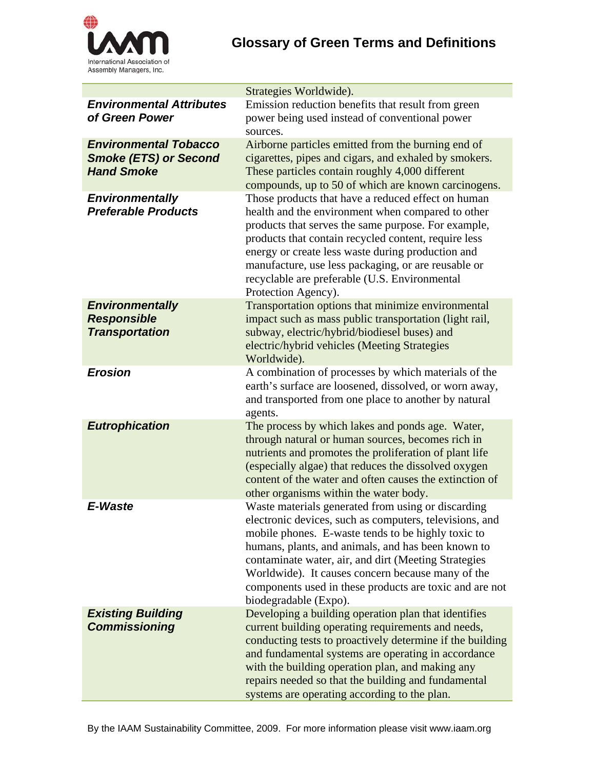| | |
|---|---|
| | Strategies Worldwide). |
| ***Environmental Attributes of Green Power*** | Emission reduction benefits that result from green power being used instead of conventional power sources. |
| ***Environmental Tobacco Smoke (ETS) or Second Hand Smoke*** | Airborne particles emitted from the burning end of cigarettes, pipes and cigars, and exhaled by smokers. These particles contain roughly 4,000 different compounds, up to 50 of which are known carcinogens. |
| ***Environmentally Preferable Products*** | Those products that have a reduced effect on human health and the environment when compared to other products that serves the same purpose. For example, products that contain recycled content, require less energy or create less waste during production and manufacture, use less packaging, or are reusable or recyclable are preferable (U.S. Environmental Protection Agency). |
| ***Environmentally Responsible Transportation*** | Transportation options that minimize environmental impact such as mass public transportation (light rail, subway, electric/hybrid/biodiesel buses) and electric/hybrid vehicles (Meeting Strategies Worldwide). |
| ***Erosion*** | A combination of processes by which materials of the earth's surface are loosened, dissolved, or worn away, and transported from one place to another by natural agents. |
| ***Eutrophication*** | The process by which lakes and ponds age. Water, through natural or human sources, becomes rich in nutrients and promotes the proliferation of plant life (especially algae) that reduces the dissolved oxygen content of the water and often causes the extinction of other organisms within the water body. |
| ***E-Waste*** | Waste materials generated from using or discarding electronic devices, such as computers, televisions, and mobile phones. E-waste tends to be highly toxic to humans, plants, and animals, and has been known to contaminate water, air, and dirt (Meeting Strategies Worldwide). It causes concern because many of the components used in these products are toxic and are not biodegradable (Expo). |
| ***Existing Building Commissioning*** | Developing a building operation plan that identifies current building operating requirements and needs, conducting tests to proactively determine if the building and fundamental systems are operating in accordance with the building operation plan, and making any repairs needed so that the building and fundamental systems are operating according to the plan. |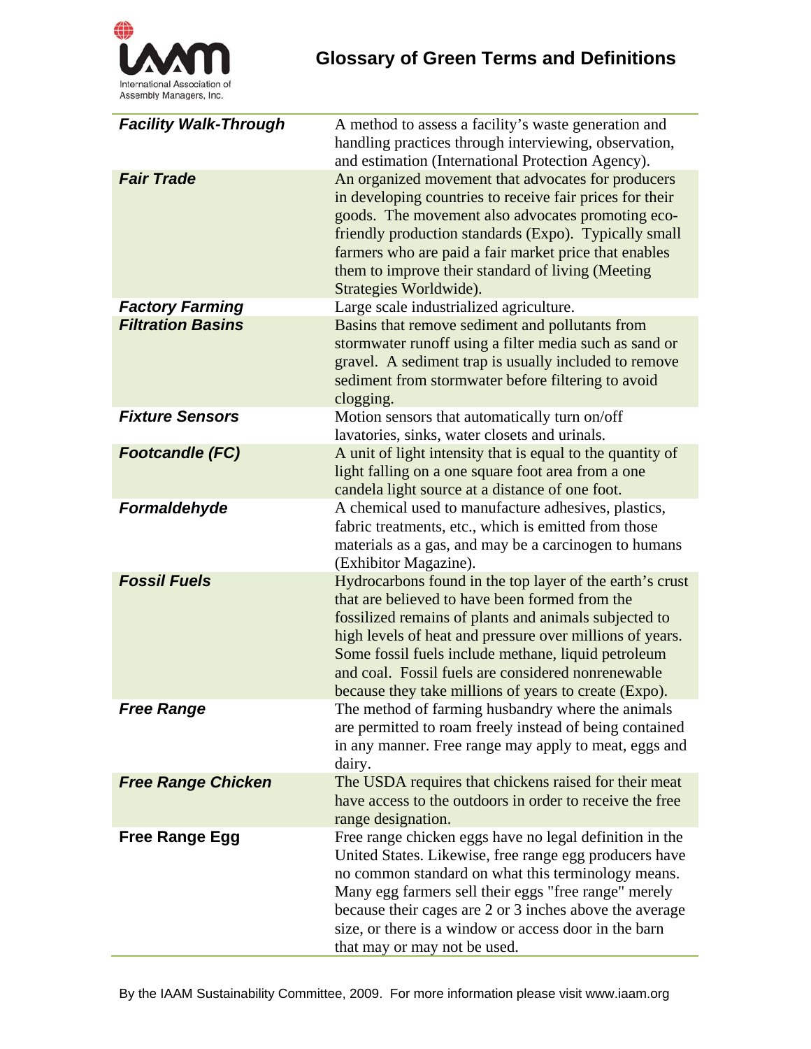# Glossary of Green Terms and Definitions

| Term | Definition |
|---|---|
| ***Facility Walk-Through*** | A method to assess a facility's waste generation and handling practices through interviewing, observation, and estimation (International Protection Agency). |
| ***Fair Trade*** | An organized movement that advocates for producers in developing countries to receive fair prices for their goods. The movement also advocates promoting eco-friendly production standards (Expo). Typically small farmers who are paid a fair market price that enables them to improve their standard of living (Meeting Strategies Worldwide). |
| ***Factory Farming*** | Large scale industrialized agriculture. |
| ***Filtration Basins*** | Basins that remove sediment and pollutants from stormwater runoff using a filter media such as sand or gravel. A sediment trap is usually included to remove sediment from stormwater before filtering to avoid clogging. |
| ***Fixture Sensors*** | Motion sensors that automatically turn on/off lavatories, sinks, water closets and urinals. |
| ***Footcandle (FC)*** | A unit of light intensity that is equal to the quantity of light falling on a one square foot area from a one candela light source at a distance of one foot. |
| ***Formaldehyde*** | A chemical used to manufacture adhesives, plastics, fabric treatments, etc., which is emitted from those materials as a gas, and may be a carcinogen to humans (Exhibitor Magazine). |
| ***Fossil Fuels*** | Hydrocarbons found in the top layer of the earth's crust that are believed to have been formed from the fossilized remains of plants and animals subjected to high levels of heat and pressure over millions of years. Some fossil fuels include methane, liquid petroleum and coal. Fossil fuels are considered nonrenewable because they take millions of years to create (Expo). |
| ***Free Range*** | The method of farming husbandry where the animals are permitted to roam freely instead of being contained in any manner. Free range may apply to meat, eggs and dairy. |
| ***Free Range Chicken*** | The USDA requires that chickens raised for their meat have access to the outdoors in order to receive the free range designation. |
| **Free Range Egg** | Free range chicken eggs have no legal definition in the United States. Likewise, free range egg producers have no common standard on what this terminology means. Many egg farmers sell their eggs "free range" merely because their cages are 2 or 3 inches above the average size, or there is a window or access door in the barn that may or may not be used. |

By the IAAM Sustainability Committee, 2009. For more information please visit www.iaam.org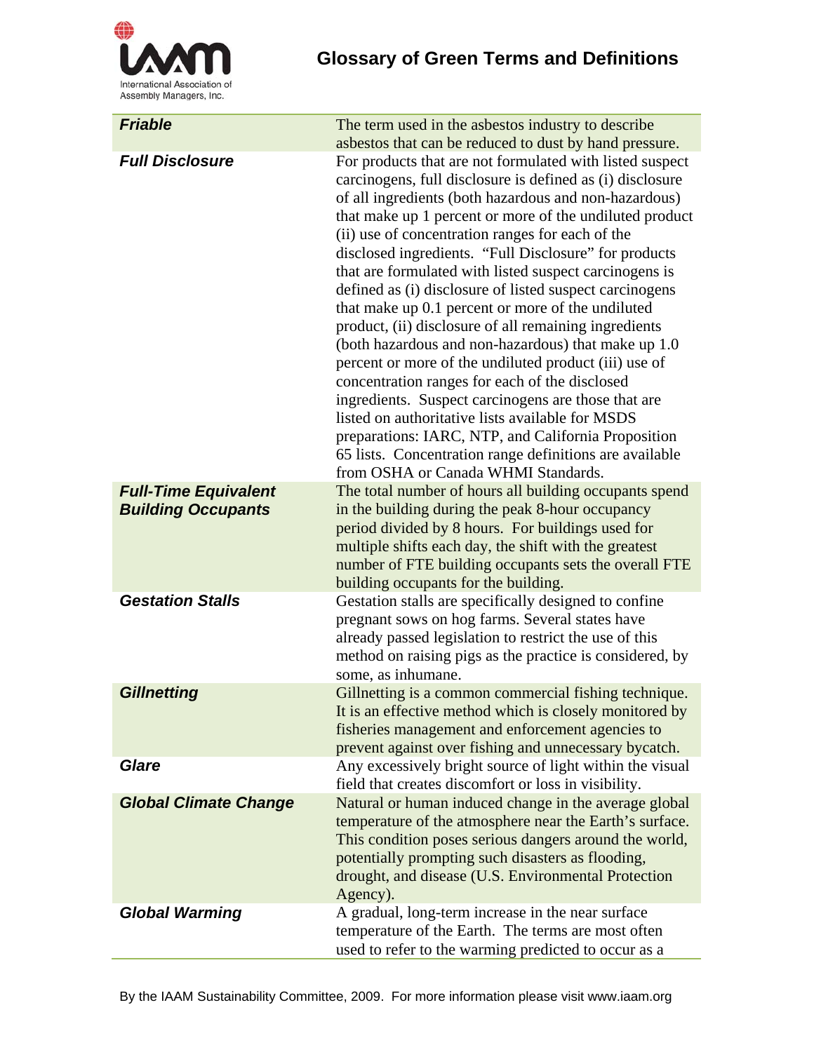| | |
|---|---|
| ***Friable*** | The term used in the asbestos industry to describe asbestos that can be reduced to dust by hand pressure. |
| ***Full Disclosure*** | For products that are not formulated with listed suspect carcinogens, full disclosure is defined as (i) disclosure of all ingredients (both hazardous and non-hazardous) that make up 1 percent or more of the undiluted product (ii) use of concentration ranges for each of the disclosed ingredients. "Full Disclosure" for products that are formulated with listed suspect carcinogens is defined as (i) disclosure of listed suspect carcinogens that make up 0.1 percent or more of the undiluted product, (ii) disclosure of all remaining ingredients (both hazardous and non-hazardous) that make up 1.0 percent or more of the undiluted product (iii) use of concentration ranges for each of the disclosed ingredients. Suspect carcinogens are those that are listed on authoritative lists available for MSDS preparations: IARC, NTP, and California Proposition 65 lists. Concentration range definitions are available from OSHA or Canada WHMI Standards. |
| ***Full-Time Equivalent Building Occupants*** | The total number of hours all building occupants spend in the building during the peak 8-hour occupancy period divided by 8 hours. For buildings used for multiple shifts each day, the shift with the greatest number of FTE building occupants sets the overall FTE building occupants for the building. |
| ***Gestation Stalls*** | Gestation stalls are specifically designed to confine pregnant sows on hog farms. Several states have already passed legislation to restrict the use of this method on raising pigs as the practice is considered, by some, as inhumane. |
| ***Gillnetting*** | Gillnetting is a common commercial fishing technique. It is an effective method which is closely monitored by fisheries management and enforcement agencies to prevent against over fishing and unnecessary bycatch. |
| ***Glare*** | Any excessively bright source of light within the visual field that creates discomfort or loss in visibility. |
| ***Global Climate Change*** | Natural or human induced change in the average global temperature of the atmosphere near the Earth's surface. This condition poses serious dangers around the world, potentially prompting such disasters as flooding, drought, and disease (U.S. Environmental Protection Agency). |
| ***Global Warming*** | A gradual, long-term increase in the near surface temperature of the Earth. The terms are most often used to refer to the warming predicted to occur as a |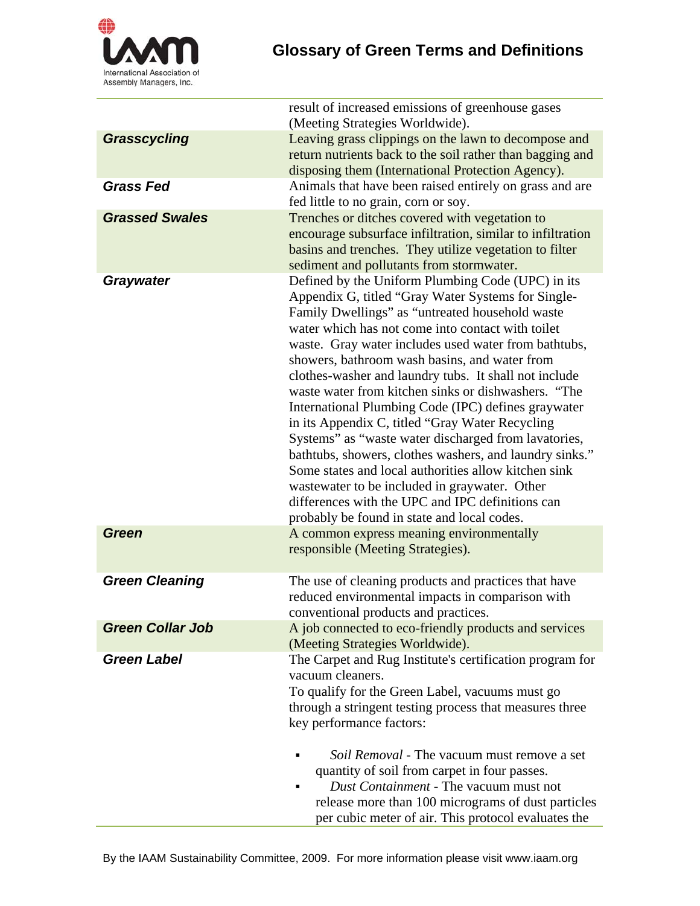| | |
|---|---|
| | result of increased emissions of greenhouse gases (Meeting Strategies Worldwide). |
| ***Grasscycling*** | Leaving grass clippings on the lawn to decompose and return nutrients back to the soil rather than bagging and disposing them (International Protection Agency). |
| ***Grass Fed*** | Animals that have been raised entirely on grass and are fed little to no grain, corn or soy. |
| ***Grassed Swales*** | Trenches or ditches covered with vegetation to encourage subsurface infiltration, similar to infiltration basins and trenches. They utilize vegetation to filter sediment and pollutants from stormwater. |
| ***Graywater*** | Defined by the Uniform Plumbing Code (UPC) in its Appendix G, titled "Gray Water Systems for Single-Family Dwellings" as "untreated household waste water which has not come into contact with toilet waste. Gray water includes used water from bathtubs, showers, bathroom wash basins, and water from clothes-washer and laundry tubs. It shall not include waste water from kitchen sinks or dishwashers. "The International Plumbing Code (IPC) defines graywater in its Appendix C, titled "Gray Water Recycling Systems" as "waste water discharged from lavatories, bathtubs, showers, clothes washers, and laundry sinks." Some states and local authorities allow kitchen sink wastewater to be included in graywater. Other differences with the UPC and IPC definitions can probably be found in state and local codes. |
| ***Green*** | A common express meaning environmentally responsible (Meeting Strategies). |
| ***Green Cleaning*** | The use of cleaning products and practices that have reduced environmental impacts in comparison with conventional products and practices. |
| ***Green Collar Job*** | A job connected to eco-friendly products and services (Meeting Strategies Worldwide). |
| ***Green Label*** | The Carpet and Rug Institute's certification program for vacuum cleaners.<br>To qualify for the Green Label, vacuums must go through a stringent testing process that measures three key performance factors:<br>▪ *Soil Removal* - The vacuum must remove a set quantity of soil from carpet in four passes.<br>▪ *Dust Containment* - The vacuum must not release more than 100 micrograms of dust particles per cubic meter of air. This protocol evaluates the |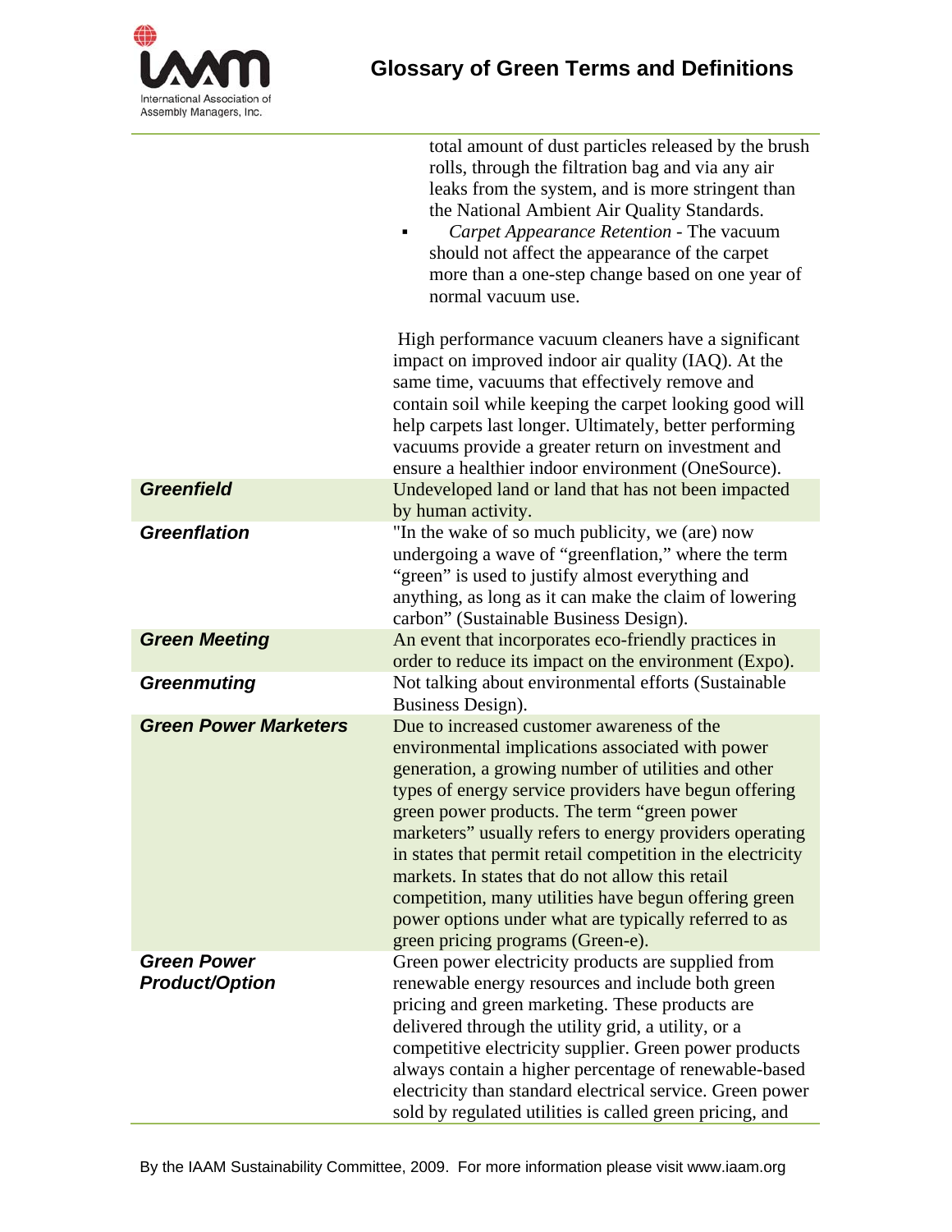| | |
|---|---|
| | total amount of dust particles released by the brush rolls, through the filtration bag and via any air leaks from the system, and is more stringent than the National Ambient Air Quality Standards.<br>▪ *Carpet Appearance Retention* - The vacuum should not affect the appearance of the carpet more than a one-step change based on one year of normal vacuum use.<br><br>High performance vacuum cleaners have a significant impact on improved indoor air quality (IAQ). At the same time, vacuums that effectively remove and contain soil while keeping the carpet looking good will help carpets last longer. Ultimately, better performing vacuums provide a greater return on investment and ensure a healthier indoor environment (OneSource). |
| ***Greenfield*** | Undeveloped land or land that has not been impacted by human activity. |
| ***Greenflation*** | "In the wake of so much publicity, we (are) now undergoing a wave of "greenflation," where the term "green" is used to justify almost everything and anything, as long as it can make the claim of lowering carbon" (Sustainable Business Design). |
| ***Green Meeting*** | An event that incorporates eco-friendly practices in order to reduce its impact on the environment (Expo). |
| ***Greenmuting*** | Not talking about environmental efforts (Sustainable Business Design). |
| ***Green Power Marketers*** | Due to increased customer awareness of the environmental implications associated with power generation, a growing number of utilities and other types of energy service providers have begun offering green power products. The term "green power marketers" usually refers to energy providers operating in states that permit retail competition in the electricity markets. In states that do not allow this retail competition, many utilities have begun offering green power options under what are typically referred to as green pricing programs (Green-e). |
| ***Green Power Product/Option*** | Green power electricity products are supplied from renewable energy resources and include both green pricing and green marketing. These products are delivered through the utility grid, a utility, or a competitive electricity supplier. Green power products always contain a higher percentage of renewable-based electricity than standard electrical service. Green power sold by regulated utilities is called green pricing, and |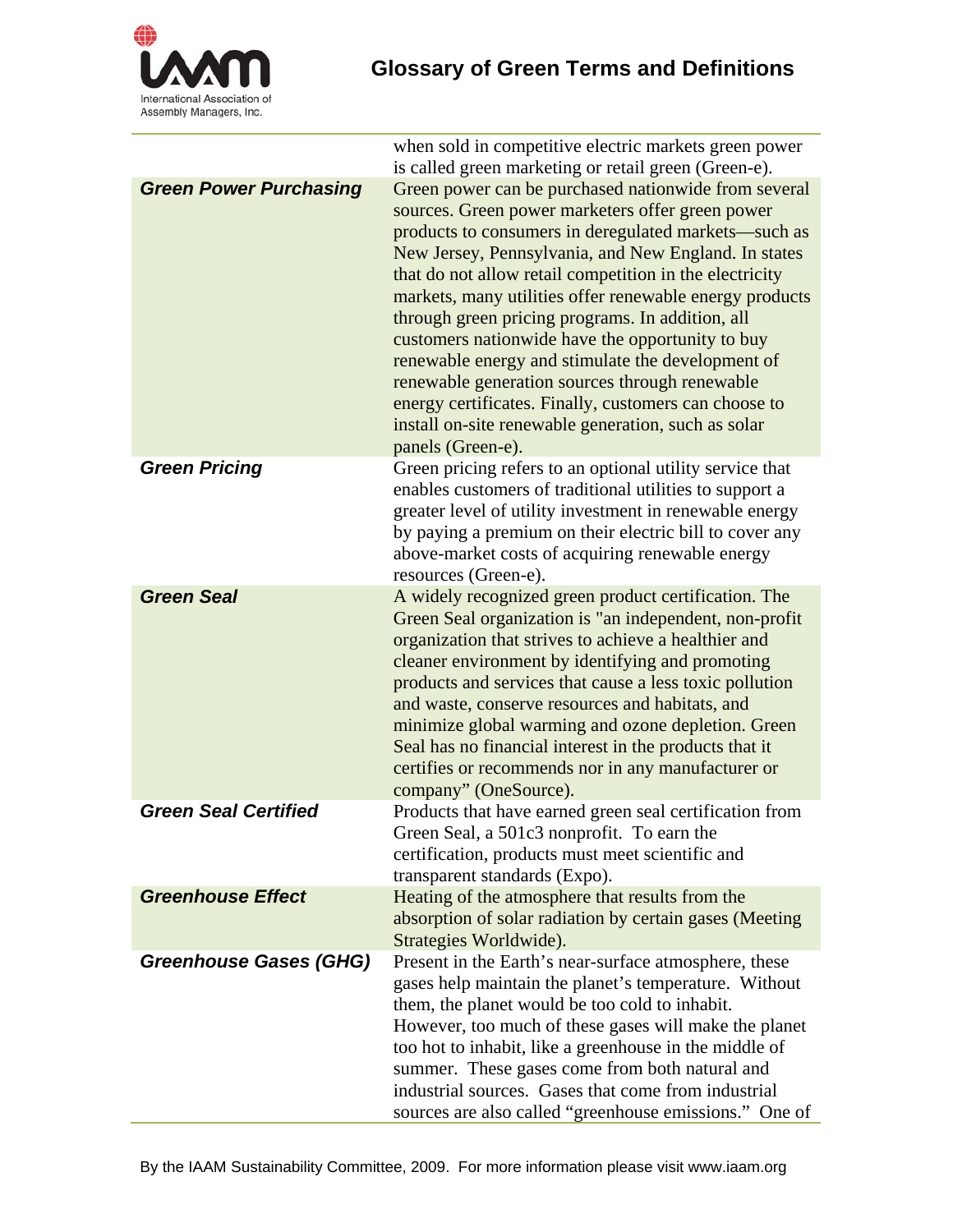| | |
|---|---|
| | when sold in competitive electric markets green power is called green marketing or retail green (Green-e). |
| ***Green Power Purchasing*** | Green power can be purchased nationwide from several sources. Green power marketers offer green power products to consumers in deregulated markets—such as New Jersey, Pennsylvania, and New England. In states that do not allow retail competition in the electricity markets, many utilities offer renewable energy products through green pricing programs. In addition, all customers nationwide have the opportunity to buy renewable energy and stimulate the development of renewable generation sources through renewable energy certificates. Finally, customers can choose to install on-site renewable generation, such as solar panels (Green-e). |
| ***Green Pricing*** | Green pricing refers to an optional utility service that enables customers of traditional utilities to support a greater level of utility investment in renewable energy by paying a premium on their electric bill to cover any above-market costs of acquiring renewable energy resources (Green-e). |
| ***Green Seal*** | A widely recognized green product certification. The Green Seal organization is "an independent, non-profit organization that strives to achieve a healthier and cleaner environment by identifying and promoting products and services that cause a less toxic pollution and waste, conserve resources and habitats, and minimize global warming and ozone depletion. Green Seal has no financial interest in the products that it certifies or recommends nor in any manufacturer or company" (OneSource). |
| ***Green Seal Certified*** | Products that have earned green seal certification from Green Seal, a 501c3 nonprofit. To earn the certification, products must meet scientific and transparent standards (Expo). |
| ***Greenhouse Effect*** | Heating of the atmosphere that results from the absorption of solar radiation by certain gases (Meeting Strategies Worldwide). |
| ***Greenhouse Gases (GHG)*** | Present in the Earth's near-surface atmosphere, these gases help maintain the planet's temperature. Without them, the planet would be too cold to inhabit. However, too much of these gases will make the planet too hot to inhabit, like a greenhouse in the middle of summer. These gases come from both natural and industrial sources. Gases that come from industrial sources are also called "greenhouse emissions." One of |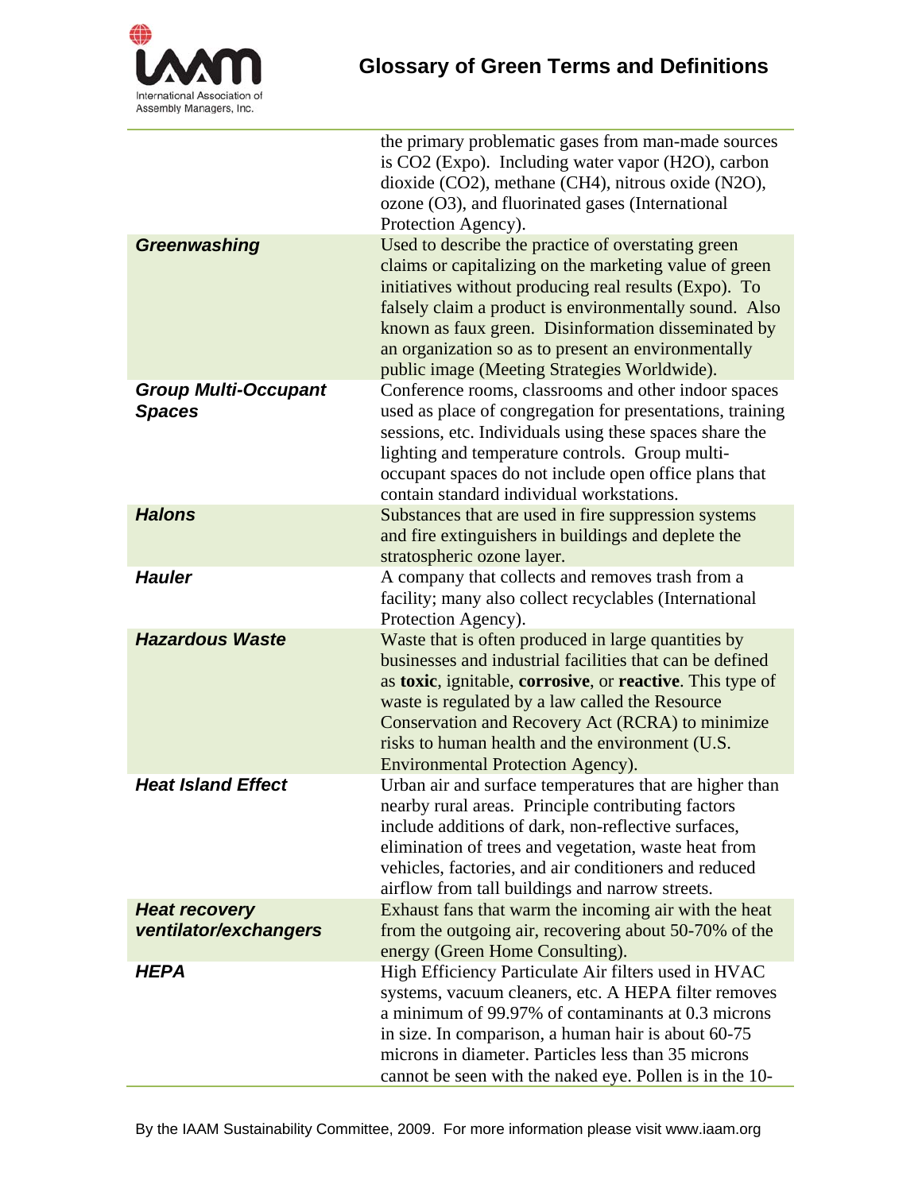| | |
|---|---|
| | the primary problematic gases from man-made sources is $CO_2$ (Expo). Including water vapor ($H_2O$), carbon dioxide ($CO_2$), methane ($CH_4$), nitrous oxide ($N_2O$), ozone ($O_3$), and fluorinated gases (International Protection Agency). |
| ***Greenwashing*** | Used to describe the practice of overstating green claims or capitalizing on the marketing value of green initiatives without producing real results (Expo). To falsely claim a product is environmentally sound. Also known as faux green. Disinformation disseminated by an organization so as to present an environmentally public image (Meeting Strategies Worldwide). |
| ***Group Multi-Occupant Spaces*** | Conference rooms, classrooms and other indoor spaces used as place of congregation for presentations, training sessions, etc. Individuals using these spaces share the lighting and temperature controls. Group multi-occupant spaces do not include open office plans that contain standard individual workstations. |
| ***Halons*** | Substances that are used in fire suppression systems and fire extinguishers in buildings and deplete the stratospheric ozone layer. |
| ***Hauler*** | A company that collects and removes trash from a facility; many also collect recyclables (International Protection Agency). |
| ***Hazardous Waste*** | Waste that is often produced in large quantities by businesses and industrial facilities that can be defined as **toxic**, ignitable, **corrosive**, or **reactive**. This type of waste is regulated by a law called the Resource Conservation and Recovery Act (RCRA) to minimize risks to human health and the environment (U.S. Environmental Protection Agency). |
| ***Heat Island Effect*** | Urban air and surface temperatures that are higher than nearby rural areas. Principle contributing factors include additions of dark, non-reflective surfaces, elimination of trees and vegetation, waste heat from vehicles, factories, and air conditioners and reduced airflow from tall buildings and narrow streets. |
| ***Heat recovery ventilator/exchangers*** | Exhaust fans that warm the incoming air with the heat from the outgoing air, recovering about 50-70% of the energy (Green Home Consulting). |
| ***HEPA*** | High Efficiency Particulate Air filters used in HVAC systems, vacuum cleaners, etc. A HEPA filter removes a minimum of 99.97% of contaminants at 0.3 microns in size. In comparison, a human hair is about 60-75 microns in diameter. Particles less than 35 microns cannot be seen with the naked eye. Pollen is in the 10- |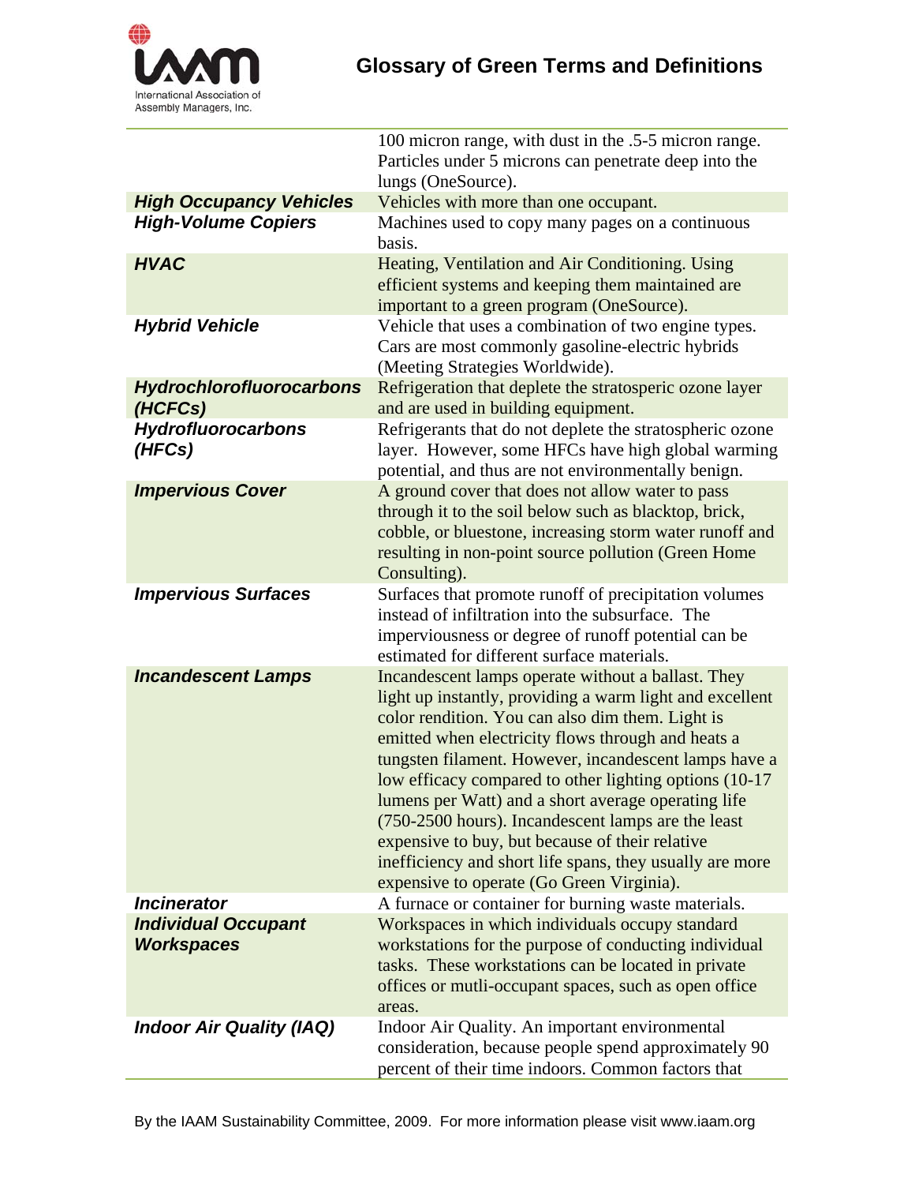| | |
|---|---|
| | 100 micron range, with dust in the .5-5 micron range. Particles under 5 microns can penetrate deep into the lungs (OneSource). |
| ***High Occupancy Vehicles*** | Vehicles with more than one occupant. |
| ***High-Volume Copiers*** | Machines used to copy many pages on a continuous basis. |
| ***HVAC*** | Heating, Ventilation and Air Conditioning. Using efficient systems and keeping them maintained are important to a green program (OneSource). |
| ***Hybrid Vehicle*** | Vehicle that uses a combination of two engine types. Cars are most commonly gasoline-electric hybrids (Meeting Strategies Worldwide). |
| ***Hydrochlorofluorocarbons (HCFCs)*** | Refrigeration that deplete the stratosperic ozone layer and are used in building equipment. |
| ***Hydrofluorocarbons (HFCs)*** | Refrigerants that do not deplete the stratospheric ozone layer. However, some HFCs have high global warming potential, and thus are not environmentally benign. |
| ***Impervious Cover*** | A ground cover that does not allow water to pass through it to the soil below such as blacktop, brick, cobble, or bluestone, increasing storm water runoff and resulting in non-point source pollution (Green Home Consulting). |
| ***Impervious Surfaces*** | Surfaces that promote runoff of precipitation volumes instead of infiltration into the subsurface. The imperviousness or degree of runoff potential can be estimated for different surface materials. |
| ***Incandescent Lamps*** | Incandescent lamps operate without a ballast. They light up instantly, providing a warm light and excellent color rendition. You can also dim them. Light is emitted when electricity flows through and heats a tungsten filament. However, incandescent lamps have a low efficacy compared to other lighting options (10-17 lumens per Watt) and a short average operating life (750-2500 hours). Incandescent lamps are the least expensive to buy, but because of their relative inefficiency and short life spans, they usually are more expensive to operate (Go Green Virginia). |
| ***Incinerator*** | A furnace or container for burning waste materials. |
| ***Individual Occupant Workspaces*** | Workspaces in which individuals occupy standard workstations for the purpose of conducting individual tasks. These workstations can be located in private offices or mutli-occupant spaces, such as open office areas. |
| ***Indoor Air Quality (IAQ)*** | Indoor Air Quality. An important environmental consideration, because people spend approximately 90 percent of their time indoors. Common factors that |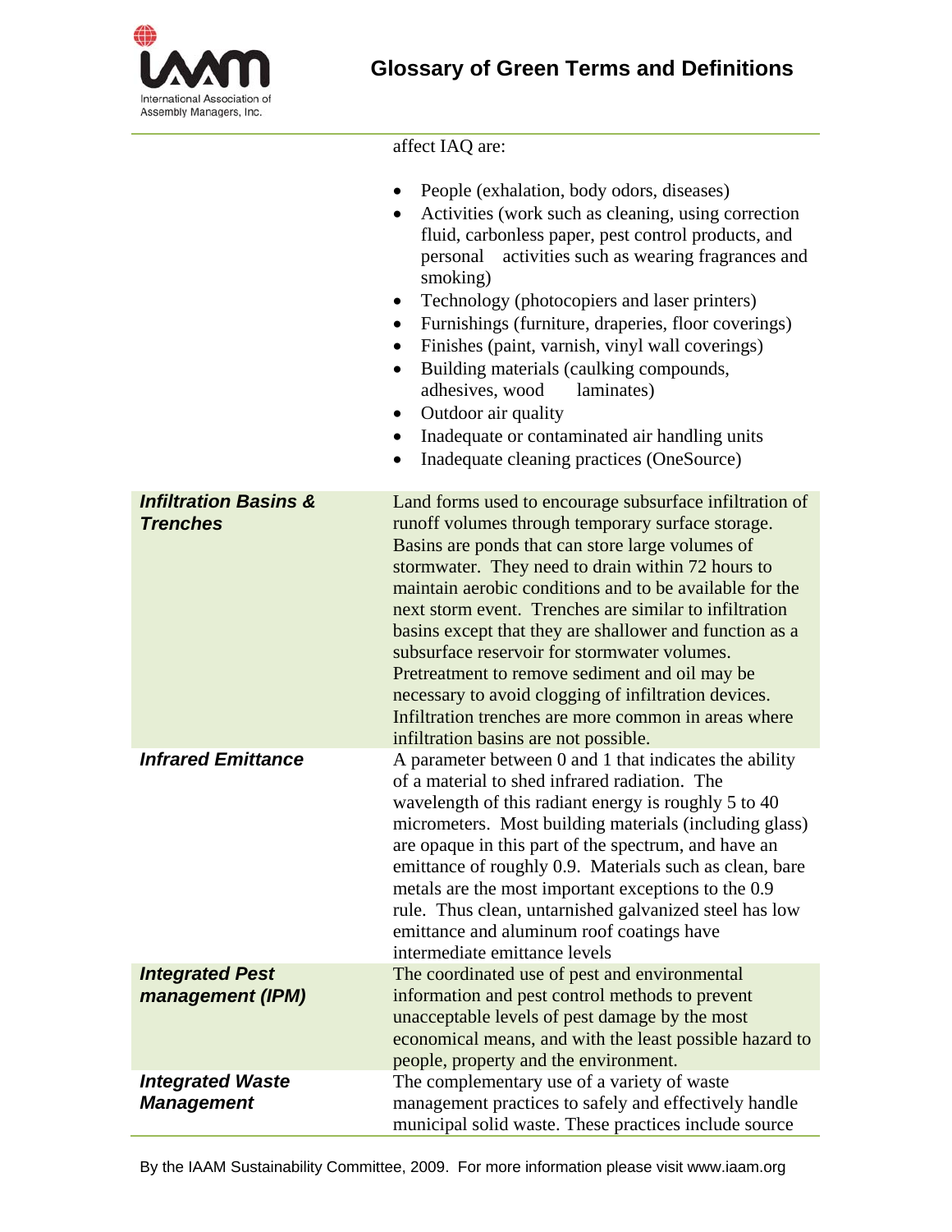| | |
|---|---|
| | affect IAQ are:<br><br>• People (exhalation, body odors, diseases)<br>• Activities (work such as cleaning, using correction fluid, carbonless paper, pest control products, and personal activities such as wearing fragrances and smoking)<br>• Technology (photocopiers and laser printers)<br>• Furnishings (furniture, draperies, floor coverings)<br>• Finishes (paint, varnish, vinyl wall coverings)<br>• Building materials (caulking compounds, adhesives, wood laminates)<br>• Outdoor air quality<br>• Inadequate or contaminated air handling units<br>• Inadequate cleaning practices (OneSource) |
| ***Infiltration Basins & Trenches*** | Land forms used to encourage subsurface infiltration of runoff volumes through temporary surface storage. Basins are ponds that can store large volumes of stormwater. They need to drain within 72 hours to maintain aerobic conditions and to be available for the next storm event. Trenches are similar to infiltration basins except that they are shallower and function as a subsurface reservoir for stormwater volumes. Pretreatment to remove sediment and oil may be necessary to avoid clogging of infiltration devices. Infiltration trenches are more common in areas where infiltration basins are not possible. |
| ***Infrared Emittance*** | A parameter between 0 and 1 that indicates the ability of a material to shed infrared radiation. The wavelength of this radiant energy is roughly 5 to 40 micrometers. Most building materials (including glass) are opaque in this part of the spectrum, and have an emittance of roughly 0.9. Materials such as clean, bare metals are the most important exceptions to the 0.9 rule. Thus clean, untarnished galvanized steel has low emittance and aluminum roof coatings have intermediate emittance levels |
| ***Integrated Pest management (IPM)*** | The coordinated use of pest and environmental information and pest control methods to prevent unacceptable levels of pest damage by the most economical means, and with the least possible hazard to people, property and the environment. |
| ***Integrated Waste Management*** | The complementary use of a variety of waste management practices to safely and effectively handle municipal solid waste. These practices include source |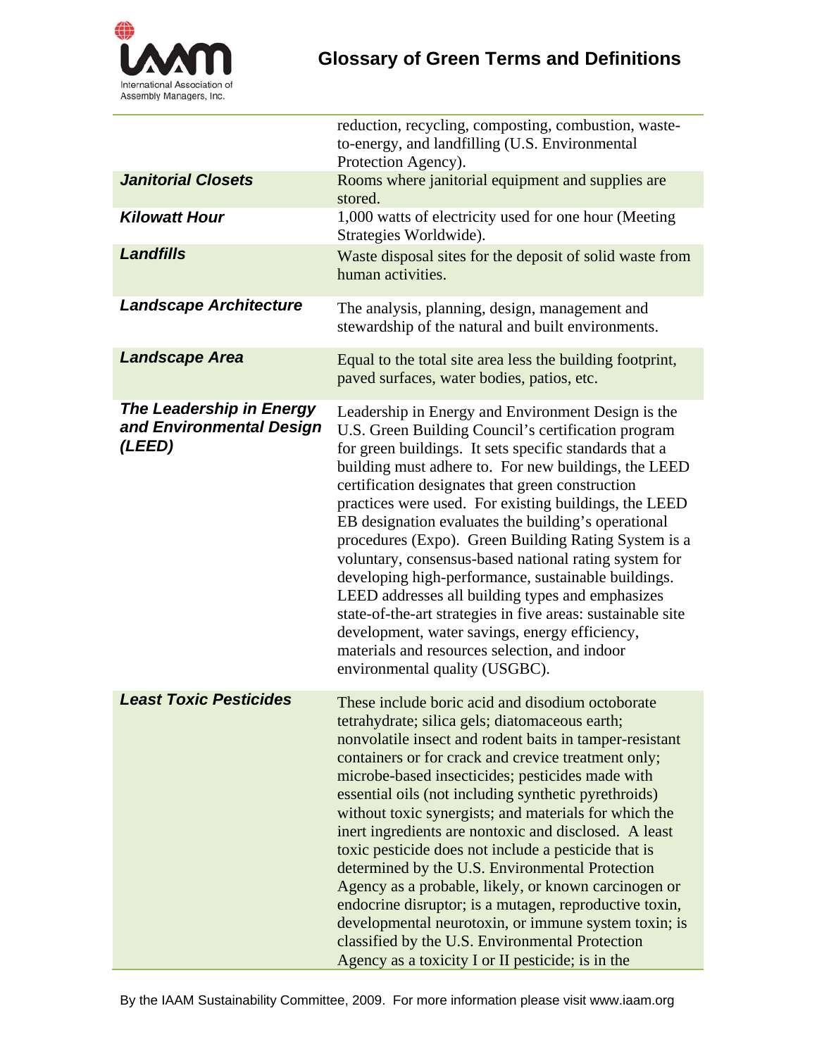| | |
|---|---|
| | reduction, recycling, composting, combustion, waste-to-energy, and landfilling (U.S. Environmental Protection Agency). |
| ***Janitorial Closets*** | Rooms where janitorial equipment and supplies are stored. |
| ***Kilowatt Hour*** | 1,000 watts of electricity used for one hour (Meeting Strategies Worldwide). |
| ***Landfills*** | Waste disposal sites for the deposit of solid waste from human activities. |
| ***Landscape Architecture*** | The analysis, planning, design, management and stewardship of the natural and built environments. |
| ***Landscape Area*** | Equal to the total site area less the building footprint, paved surfaces, water bodies, patios, etc. |
| ***The Leadership in Energy and Environmental Design (LEED)*** | Leadership in Energy and Environment Design is the U.S. Green Building Council's certification program for green buildings. It sets specific standards that a building must adhere to. For new buildings, the LEED certification designates that green construction practices were used. For existing buildings, the LEED EB designation evaluates the building's operational procedures (Expo). Green Building Rating System is a voluntary, consensus-based national rating system for developing high-performance, sustainable buildings. LEED addresses all building types and emphasizes state-of-the-art strategies in five areas: sustainable site development, water savings, energy efficiency, materials and resources selection, and indoor environmental quality (USGBC). |
| ***Least Toxic Pesticides*** | These include boric acid and disodium octoborate tetrahydrate; silica gels; diatomaceous earth; nonvolatile insect and rodent baits in tamper-resistant containers or for crack and crevice treatment only; microbe-based insecticides; pesticides made with essential oils (not including synthetic pyrethroids) without toxic synergists; and materials for which the inert ingredients are nontoxic and disclosed. A least toxic pesticide does not include a pesticide that is determined by the U.S. Environmental Protection Agency as a probable, likely, or known carcinogen or endocrine disruptor; is a mutagen, reproductive toxin, developmental neurotoxin, or immune system toxin; is classified by the U.S. Environmental Protection Agency as a toxicity I or II pesticide; is in the |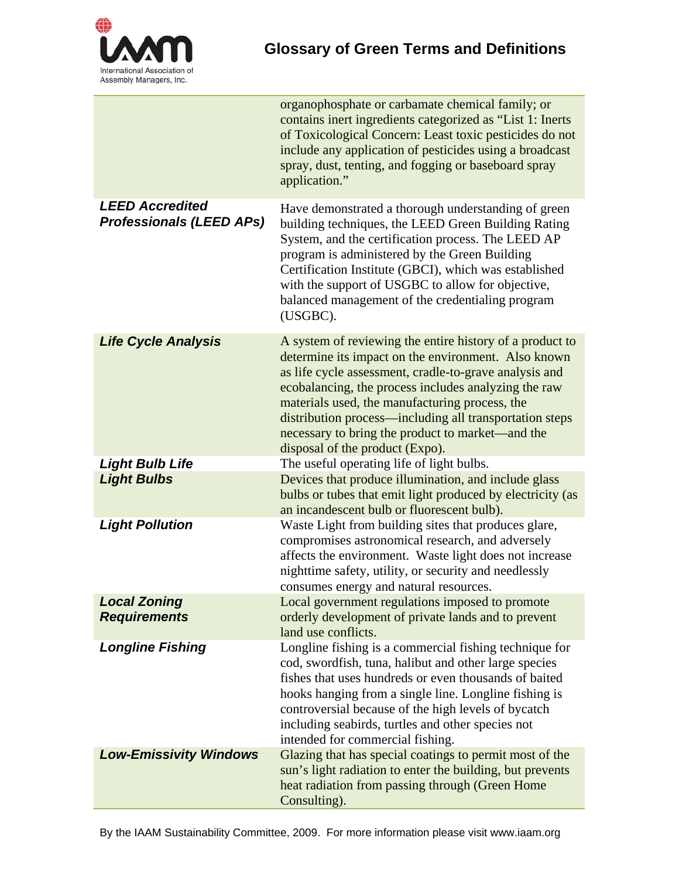| | |
|---|---|
| | organophosphate or carbamate chemical family; or contains inert ingredients categorized as "List 1: Inerts of Toxicological Concern: Least toxic pesticides do not include any application of pesticides using a broadcast spray, dust, tenting, and fogging or baseboard spray application." |
| ***LEED Accredited Professionals (LEED APs)*** | Have demonstrated a thorough understanding of green building techniques, the LEED Green Building Rating System, and the certification process. The LEED AP program is administered by the Green Building Certification Institute (GBCI), which was established with the support of USGBC to allow for objective, balanced management of the credentialing program (USGBC). |
| ***Life Cycle Analysis*** | A system of reviewing the entire history of a product to determine its impact on the environment. Also known as life cycle assessment, cradle-to-grave analysis and ecobalancing, the process includes analyzing the raw materials used, the manufacturing process, the distribution process—including all transportation steps necessary to bring the product to market—and the disposal of the product (Expo). |
| ***Light Bulb Life*** | The useful operating life of light bulbs. |
| ***Light Bulbs*** | Devices that produce illumination, and include glass bulbs or tubes that emit light produced by electricity (as an incandescent bulb or fluorescent bulb). |
| ***Light Pollution*** | Waste Light from building sites that produces glare, compromises astronomical research, and adversely affects the environment. Waste light does not increase nighttime safety, utility, or security and needlessly consumes energy and natural resources. |
| ***Local Zoning Requirements*** | Local government regulations imposed to promote orderly development of private lands and to prevent land use conflicts. |
| ***Longline Fishing*** | Longline fishing is a commercial fishing technique for cod, swordfish, tuna, halibut and other large species fishes that uses hundreds or even thousands of baited hooks hanging from a single line. Longline fishing is controversial because of the high levels of bycatch including seabirds, turtles and other species not intended for commercial fishing. |
| ***Low-Emissivity Windows*** | Glazing that has special coatings to permit most of the sun's light radiation to enter the building, but prevents heat radiation from passing through (Green Home Consulting). |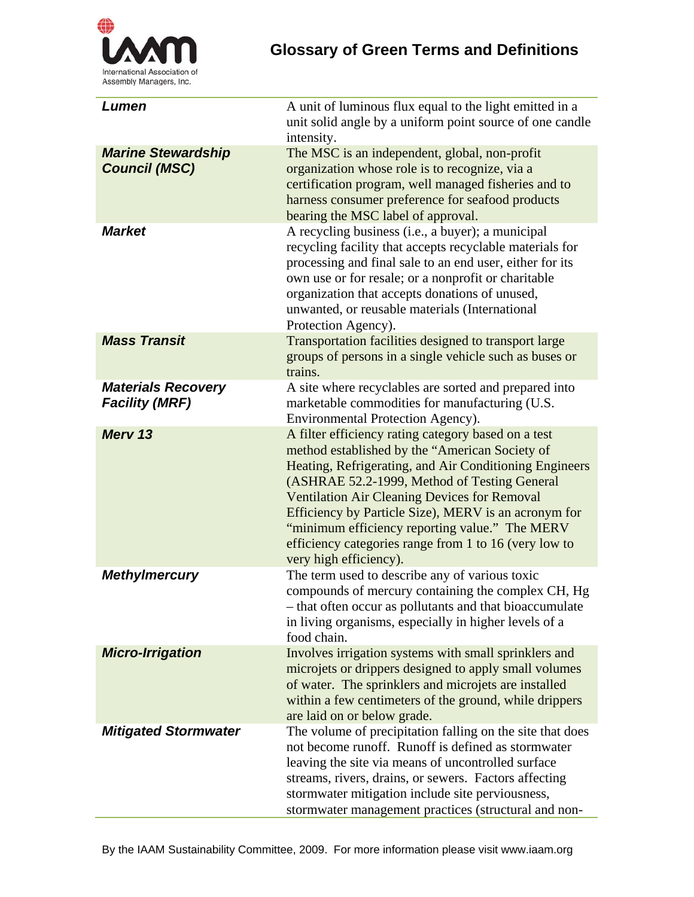| Term | Definition |
|---|---|
| ***Lumen*** | A unit of luminous flux equal to the light emitted in a unit solid angle by a uniform point source of one candle intensity. |
| ***Marine Stewardship Council (MSC)*** | The MSC is an independent, global, non-profit organization whose role is to recognize, via a certification program, well managed fisheries and to harness consumer preference for seafood products bearing the MSC label of approval. |
| ***Market*** | A recycling business (i.e., a buyer); a municipal recycling facility that accepts recyclable materials for processing and final sale to an end user, either for its own use or for resale; or a nonprofit or charitable organization that accepts donations of unused, unwanted, or reusable materials (International Protection Agency). |
| ***Mass Transit*** | Transportation facilities designed to transport large groups of persons in a single vehicle such as buses or trains. |
| ***Materials Recovery Facility (MRF)*** | A site where recyclables are sorted and prepared into marketable commodities for manufacturing (U.S. Environmental Protection Agency). |
| ***Merv 13*** | A filter efficiency rating category based on a test method established by the "American Society of Heating, Refrigerating, and Air Conditioning Engineers (ASHRAE 52.2-1999, Method of Testing General Ventilation Air Cleaning Devices for Removal Efficiency by Particle Size), MERV is an acronym for "minimum efficiency reporting value." The MERV efficiency categories range from 1 to 16 (very low to very high efficiency). |
| ***Methylmercury*** | The term used to describe any of various toxic compounds of mercury containing the complex CH, Hg – that often occur as pollutants and that bioaccumulate in living organisms, especially in higher levels of a food chain. |
| ***Micro-Irrigation*** | Involves irrigation systems with small sprinklers and microjets or drippers designed to apply small volumes of water. The sprinklers and microjets are installed within a few centimeters of the ground, while drippers are laid on or below grade. |
| ***Mitigated Stormwater*** | The volume of precipitation falling on the site that does not become runoff. Runoff is defined as stormwater leaving the site via means of uncontrolled surface streams, rivers, drains, or sewers. Factors affecting stormwater mitigation include site perviousness, stormwater management practices (structural and non- |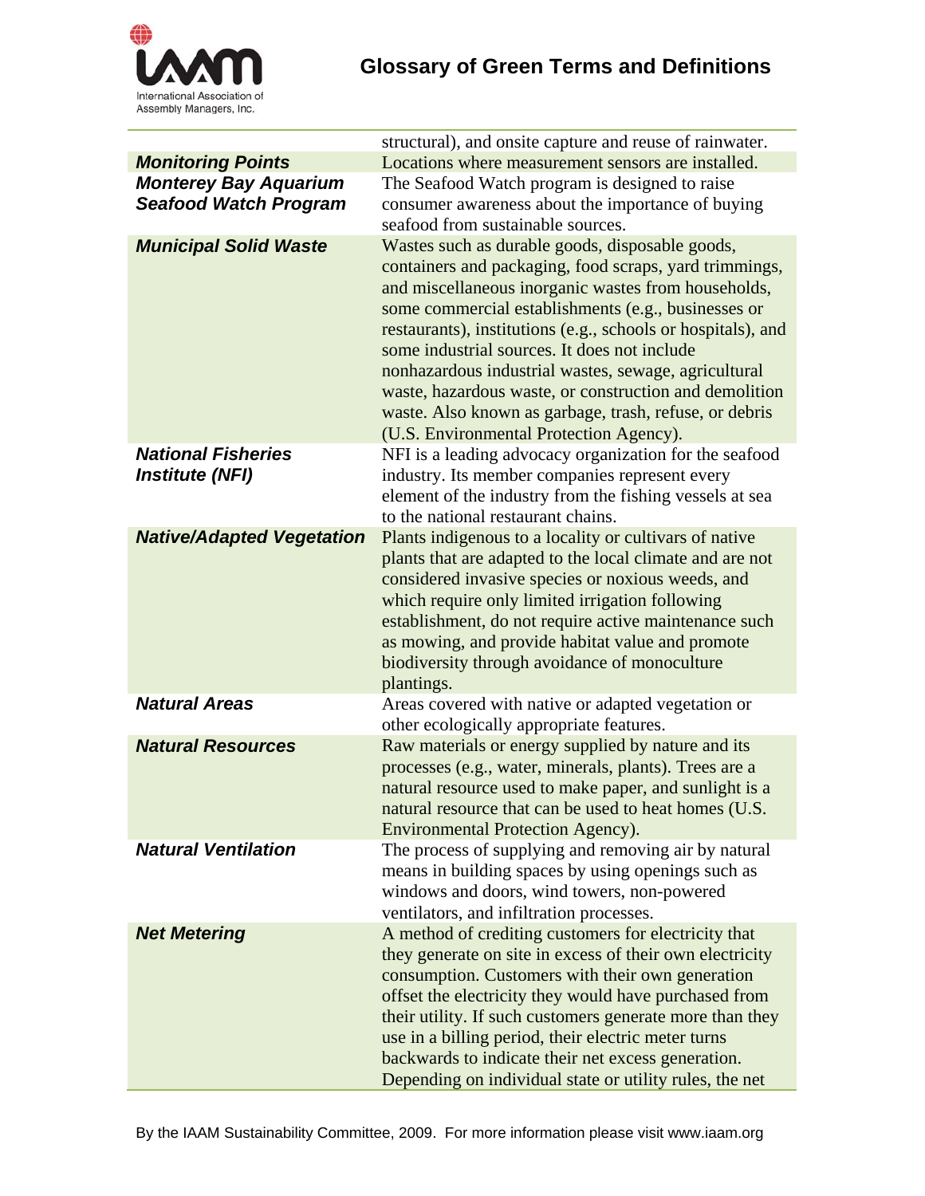| | |
|---|---|
| | structural), and onsite capture and reuse of rainwater. |
| ***Monitoring Points*** | Locations where measurement sensors are installed. |
| ***Monterey Bay Aquarium Seafood Watch Program*** | The Seafood Watch program is designed to raise consumer awareness about the importance of buying seafood from sustainable sources. |
| ***Municipal Solid Waste*** | Wastes such as durable goods, disposable goods, containers and packaging, food scraps, yard trimmings, and miscellaneous inorganic wastes from households, some commercial establishments (e.g., businesses or restaurants), institutions (e.g., schools or hospitals), and some industrial sources. It does not include nonhazardous industrial wastes, sewage, agricultural waste, hazardous waste, or construction and demolition waste. Also known as garbage, trash, refuse, or debris (U.S. Environmental Protection Agency). |
| ***National Fisheries Institute (NFI)*** | NFI is a leading advocacy organization for the seafood industry. Its member companies represent every element of the industry from the fishing vessels at sea to the national restaurant chains. |
| ***Native/Adapted Vegetation*** | Plants indigenous to a locality or cultivars of native plants that are adapted to the local climate and are not considered invasive species or noxious weeds, and which require only limited irrigation following establishment, do not require active maintenance such as mowing, and provide habitat value and promote biodiversity through avoidance of monoculture plantings. |
| ***Natural Areas*** | Areas covered with native or adapted vegetation or other ecologically appropriate features. |
| ***Natural Resources*** | Raw materials or energy supplied by nature and its processes (e.g., water, minerals, plants). Trees are a natural resource used to make paper, and sunlight is a natural resource that can be used to heat homes (U.S. Environmental Protection Agency). |
| ***Natural Ventilation*** | The process of supplying and removing air by natural means in building spaces by using openings such as windows and doors, wind towers, non-powered ventilators, and infiltration processes. |
| ***Net Metering*** | A method of crediting customers for electricity that they generate on site in excess of their own electricity consumption. Customers with their own generation offset the electricity they would have purchased from their utility. If such customers generate more than they use in a billing period, their electric meter turns backwards to indicate their net excess generation. Depending on individual state or utility rules, the net |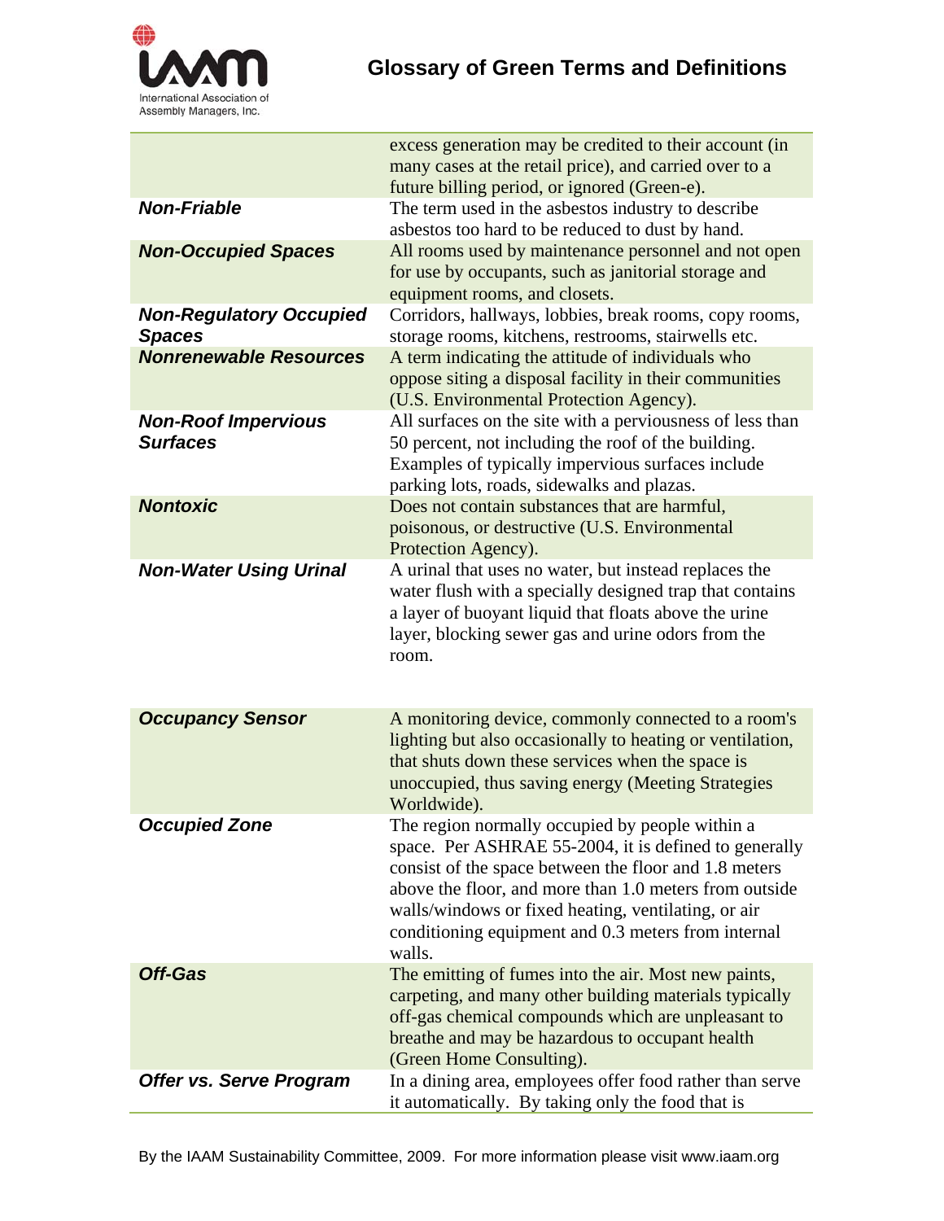| Term | Definition |
|---|---|
| | excess generation may be credited to their account (in many cases at the retail price), and carried over to a future billing period, or ignored (Green-e). |
| ***Non-Friable*** | The term used in the asbestos industry to describe asbestos too hard to be reduced to dust by hand. |
| ***Non-Occupied Spaces*** | All rooms used by maintenance personnel and not open for use by occupants, such as janitorial storage and equipment rooms, and closets. |
| ***Non-Regulatory Occupied Spaces*** | Corridors, hallways, lobbies, break rooms, copy rooms, storage rooms, kitchens, restrooms, stairwells etc. |
| ***Nonrenewable Resources*** | A term indicating the attitude of individuals who oppose siting a disposal facility in their communities (U.S. Environmental Protection Agency). |
| ***Non-Roof Impervious Surfaces*** | All surfaces on the site with a perviousness of less than 50 percent, not including the roof of the building. Examples of typically impervious surfaces include parking lots, roads, sidewalks and plazas. |
| ***Nontoxic*** | Does not contain substances that are harmful, poisonous, or destructive (U.S. Environmental Protection Agency). |
| ***Non-Water Using Urinal*** | A urinal that uses no water, but instead replaces the water flush with a specially designed trap that contains a layer of buoyant liquid that floats above the urine layer, blocking sewer gas and urine odors from the room. |
| ***Occupancy Sensor*** | A monitoring device, commonly connected to a room's lighting but also occasionally to heating or ventilation, that shuts down these services when the space is unoccupied, thus saving energy (Meeting Strategies Worldwide). |
| ***Occupied Zone*** | The region normally occupied by people within a space. Per ASHRAE 55-2004, it is defined to generally consist of the space between the floor and 1.8 meters above the floor, and more than 1.0 meters from outside walls/windows or fixed heating, ventilating, or air conditioning equipment and 0.3 meters from internal walls. |
| ***Off-Gas*** | The emitting of fumes into the air. Most new paints, carpeting, and many other building materials typically off-gas chemical compounds which are unpleasant to breathe and may be hazardous to occupant health (Green Home Consulting). |
| ***Offer vs. Serve Program*** | In a dining area, employees offer food rather than serve it automatically. By taking only the food that is |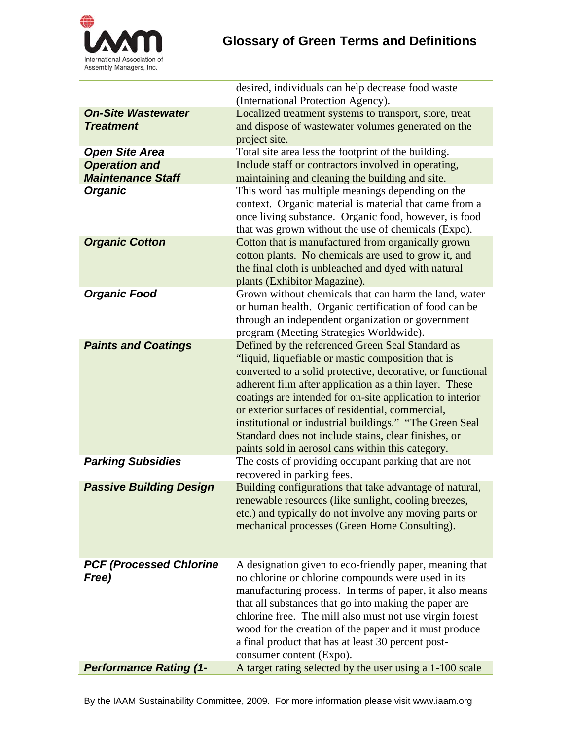| | |
|---|---|
| | desired, individuals can help decrease food waste (International Protection Agency). |
| ***On-Site Wastewater Treatment*** | Localized treatment systems to transport, store, treat and dispose of wastewater volumes generated on the project site. |
| ***Open Site Area*** | Total site area less the footprint of the building. |
| ***Operation and Maintenance Staff*** | Include staff or contractors involved in operating, maintaining and cleaning the building and site. |
| ***Organic*** | This word has multiple meanings depending on the context. Organic material is material that came from a once living substance. Organic food, however, is food that was grown without the use of chemicals (Expo). |
| ***Organic Cotton*** | Cotton that is manufactured from organically grown cotton plants. No chemicals are used to grow it, and the final cloth is unbleached and dyed with natural plants (Exhibitor Magazine). |
| ***Organic Food*** | Grown without chemicals that can harm the land, water or human health. Organic certification of food can be through an independent organization or government program (Meeting Strategies Worldwide). |
| ***Paints and Coatings*** | Defined by the referenced Green Seal Standard as "liquid, liquefiable or mastic composition that is converted to a solid protective, decorative, or functional adherent film after application as a thin layer. These coatings are intended for on-site application to interior or exterior surfaces of residential, commercial, institutional or industrial buildings." "The Green Seal Standard does not include stains, clear finishes, or paints sold in aerosol cans within this category. |
| ***Parking Subsidies*** | The costs of providing occupant parking that are not recovered in parking fees. |
| ***Passive Building Design*** | Building configurations that take advantage of natural, renewable resources (like sunlight, cooling breezes, etc.) and typically do not involve any moving parts or mechanical processes (Green Home Consulting). |
| ***PCF (Processed Chlorine Free)*** | A designation given to eco-friendly paper, meaning that no chlorine or chlorine compounds were used in its manufacturing process. In terms of paper, it also means that all substances that go into making the paper are chlorine free. The mill also must not use virgin forest wood for the creation of the paper and it must produce a final product that has at least 30 percent post-consumer content (Expo). |
| ***Performance Rating (1-*** | A target rating selected by the user using a 1-100 scale |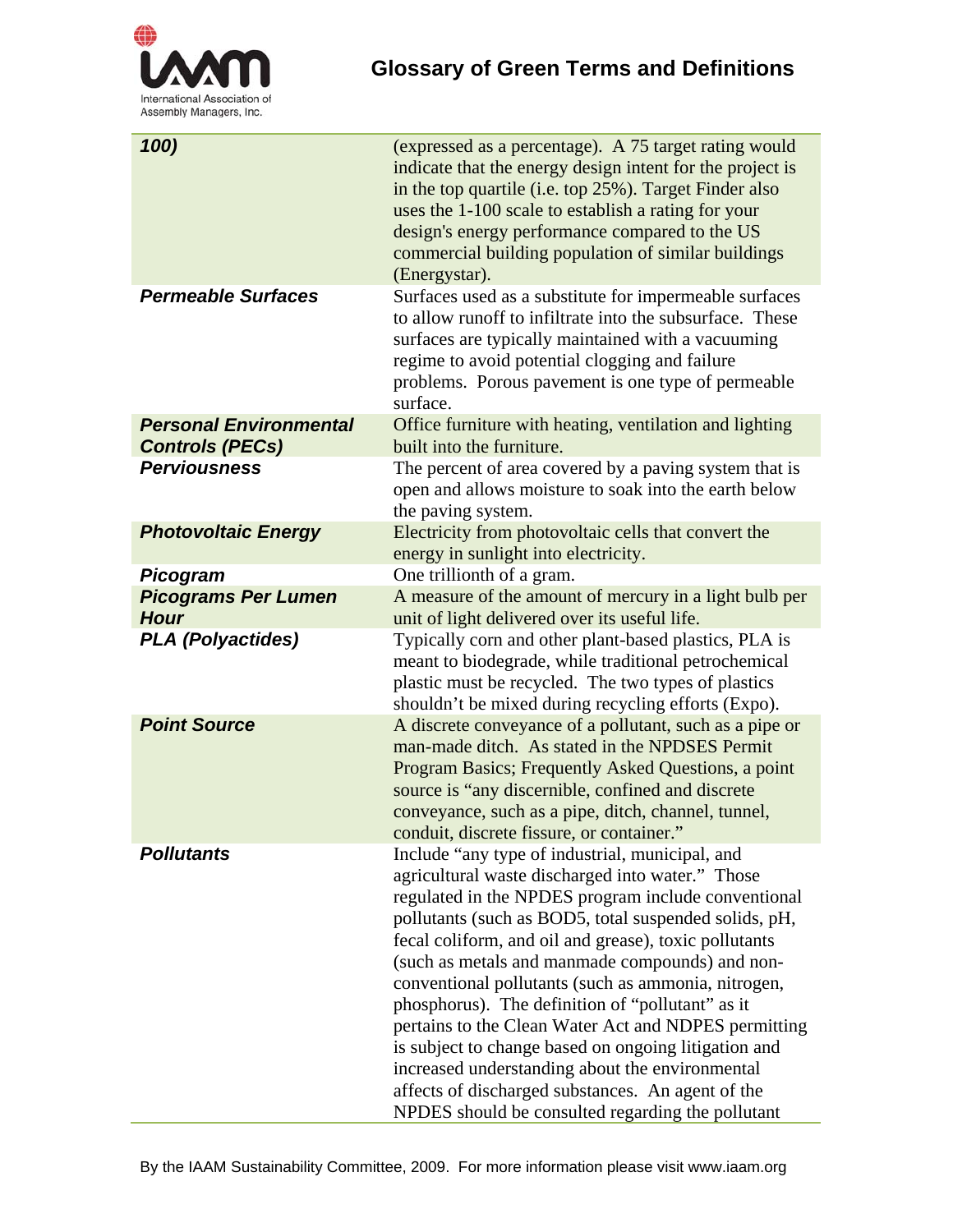| | |
|---|---|
| ***100)*** | (expressed as a percentage). A 75 target rating would indicate that the energy design intent for the project is in the top quartile (i.e. top 25%). Target Finder also uses the 1-100 scale to establish a rating for your design's energy performance compared to the US commercial building population of similar buildings (Energystar). |
| ***Permeable Surfaces*** | Surfaces used as a substitute for impermeable surfaces to allow runoff to infiltrate into the subsurface. These surfaces are typically maintained with a vacuuming regime to avoid potential clogging and failure problems. Porous pavement is one type of permeable surface. |
| ***Personal Environmental Controls (PECs)*** | Office furniture with heating, ventilation and lighting built into the furniture. |
| ***Perviousness*** | The percent of area covered by a paving system that is open and allows moisture to soak into the earth below the paving system. |
| ***Photovoltaic Energy*** | Electricity from photovoltaic cells that convert the energy in sunlight into electricity. |
| ***Picogram*** | One trillionth of a gram. |
| ***Picograms Per Lumen Hour*** | A measure of the amount of mercury in a light bulb per unit of light delivered over its useful life. |
| ***PLA (Polyactides)*** | Typically corn and other plant-based plastics, PLA is meant to biodegrade, while traditional petrochemical plastic must be recycled. The two types of plastics shouldn't be mixed during recycling efforts (Expo). |
| ***Point Source*** | A discrete conveyance of a pollutant, such as a pipe or man-made ditch. As stated in the NPDSES Permit Program Basics; Frequently Asked Questions, a point source is "any discernible, confined and discrete conveyance, such as a pipe, ditch, channel, tunnel, conduit, discrete fissure, or container." |
| ***Pollutants*** | Include "any type of industrial, municipal, and agricultural waste discharged into water." Those regulated in the NPDES program include conventional pollutants (such as BOD5, total suspended solids, pH, fecal coliform, and oil and grease), toxic pollutants (such as metals and manmade compounds) and non-conventional pollutants (such as ammonia, nitrogen, phosphorus). The definition of "pollutant" as it pertains to the Clean Water Act and NDPES permitting is subject to change based on ongoing litigation and increased understanding about the environmental affects of discharged substances. An agent of the NPDES should be consulted regarding the pollutant |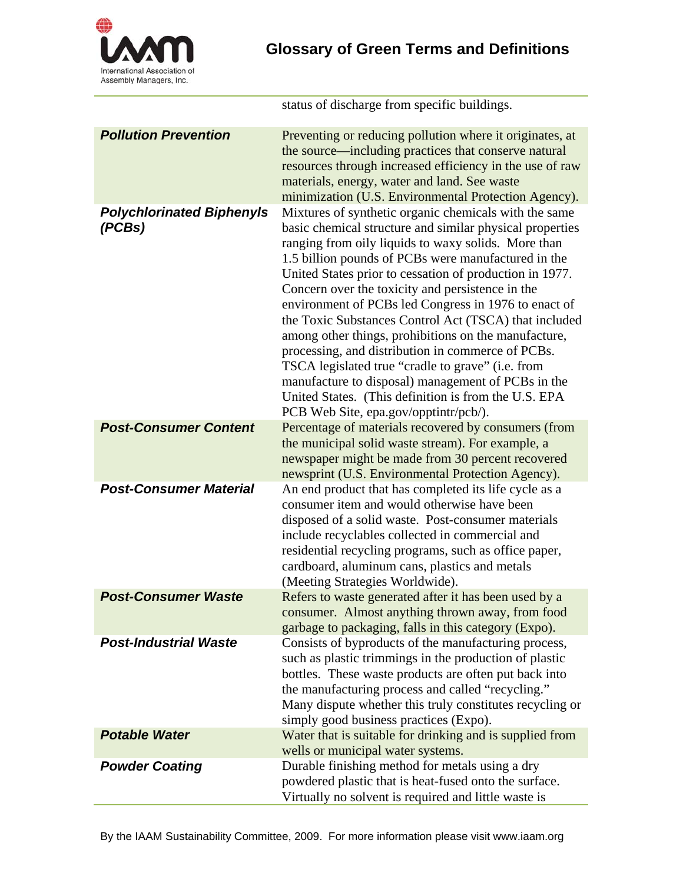| | |
|---|---|
| | status of discharge from specific buildings. |
| ***Pollution Prevention*** | Preventing or reducing pollution where it originates, at the source—including practices that conserve natural resources through increased efficiency in the use of raw materials, energy, water and land. See waste minimization (U.S. Environmental Protection Agency). |
| ***Polychlorinated Biphenyls (PCBs)*** | Mixtures of synthetic organic chemicals with the same basic chemical structure and similar physical properties ranging from oily liquids to waxy solids. More than 1.5 billion pounds of PCBs were manufactured in the United States prior to cessation of production in 1977. Concern over the toxicity and persistence in the environment of PCBs led Congress in 1976 to enact of the Toxic Substances Control Act (TSCA) that included among other things, prohibitions on the manufacture, processing, and distribution in commerce of PCBs. TSCA legislated true "cradle to grave" (i.e. from manufacture to disposal) management of PCBs in the United States. (This definition is from the U.S. EPA PCB Web Site, epa.gov/opptintr/pcb/). |
| ***Post-Consumer Content*** | Percentage of materials recovered by consumers (from the municipal solid waste stream). For example, a newspaper might be made from 30 percent recovered newsprint (U.S. Environmental Protection Agency). |
| ***Post-Consumer Material*** | An end product that has completed its life cycle as a consumer item and would otherwise have been disposed of a solid waste. Post-consumer materials include recyclables collected in commercial and residential recycling programs, such as office paper, cardboard, aluminum cans, plastics and metals (Meeting Strategies Worldwide). |
| ***Post-Consumer Waste*** | Refers to waste generated after it has been used by a consumer. Almost anything thrown away, from food garbage to packaging, falls in this category (Expo). |
| ***Post-Industrial Waste*** | Consists of byproducts of the manufacturing process, such as plastic trimmings in the production of plastic bottles. These waste products are often put back into the manufacturing process and called "recycling." Many dispute whether this truly constitutes recycling or simply good business practices (Expo). |
| ***Potable Water*** | Water that is suitable for drinking and is supplied from wells or municipal water systems. |
| ***Powder Coating*** | Durable finishing method for metals using a dry powdered plastic that is heat-fused onto the surface. Virtually no solvent is required and little waste is |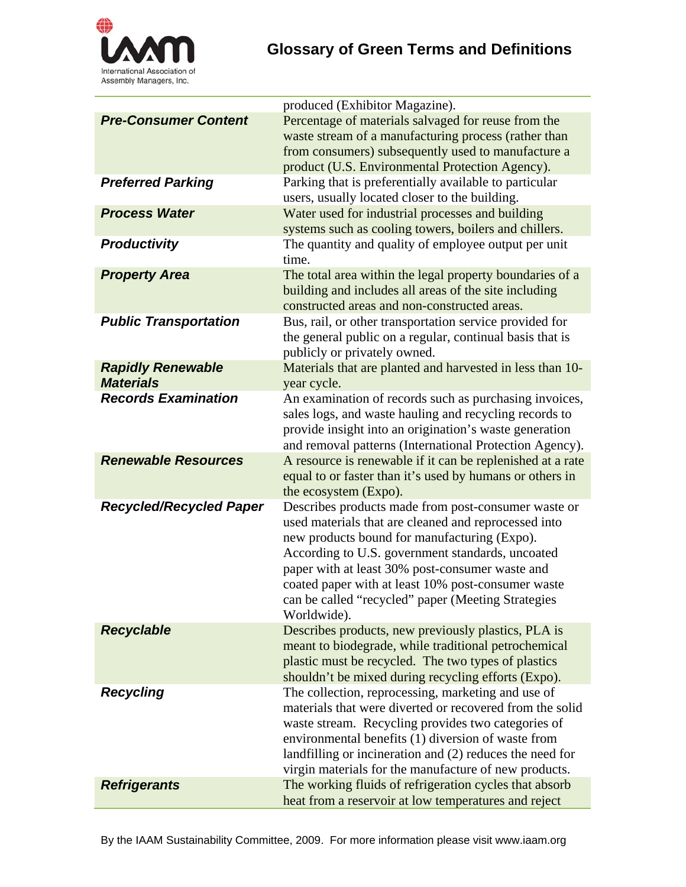| | |
|---|---|
| | produced (Exhibitor Magazine). |
| ***Pre-Consumer Content*** | Percentage of materials salvaged for reuse from the waste stream of a manufacturing process (rather than from consumers) subsequently used to manufacture a product (U.S. Environmental Protection Agency). |
| ***Preferred Parking*** | Parking that is preferentially available to particular users, usually located closer to the building. |
| ***Process Water*** | Water used for industrial processes and building systems such as cooling towers, boilers and chillers. |
| ***Productivity*** | The quantity and quality of employee output per unit time. |
| ***Property Area*** | The total area within the legal property boundaries of a building and includes all areas of the site including constructed areas and non-constructed areas. |
| ***Public Transportation*** | Bus, rail, or other transportation service provided for the general public on a regular, continual basis that is publicly or privately owned. |
| ***Rapidly Renewable Materials*** | Materials that are planted and harvested in less than 10-year cycle. |
| ***Records Examination*** | An examination of records such as purchasing invoices, sales logs, and waste hauling and recycling records to provide insight into an origination's waste generation and removal patterns (International Protection Agency). |
| ***Renewable Resources*** | A resource is renewable if it can be replenished at a rate equal to or faster than it's used by humans or others in the ecosystem (Expo). |
| ***Recycled/Recycled Paper*** | Describes products made from post-consumer waste or used materials that are cleaned and reprocessed into new products bound for manufacturing (Expo). According to U.S. government standards, uncoated paper with at least 30% post-consumer waste and coated paper with at least 10% post-consumer waste can be called "recycled" paper (Meeting Strategies Worldwide). |
| ***Recyclable*** | Describes products, new previously plastics, PLA is meant to biodegrade, while traditional petrochemical plastic must be recycled. The two types of plastics shouldn't be mixed during recycling efforts (Expo). |
| ***Recycling*** | The collection, reprocessing, marketing and use of materials that were diverted or recovered from the solid waste stream. Recycling provides two categories of environmental benefits (1) diversion of waste from landfilling or incineration and (2) reduces the need for virgin materials for the manufacture of new products. |
| ***Refrigerants*** | The working fluids of refrigeration cycles that absorb heat from a reservoir at low temperatures and reject |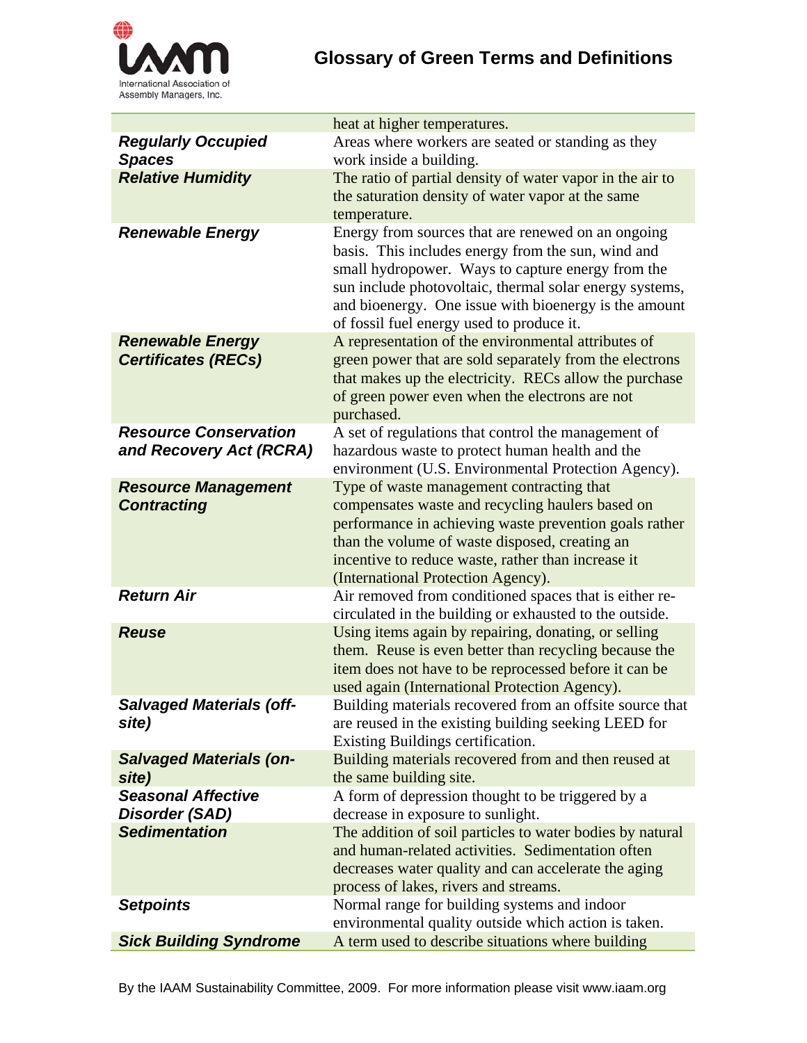| | |
|---|---|
| | heat at higher temperatures. |
| ***Regularly Occupied Spaces*** | Areas where workers are seated or standing as they work inside a building. |
| ***Relative Humidity*** | The ratio of partial density of water vapor in the air to the saturation density of water vapor at the same temperature. |
| ***Renewable Energy*** | Energy from sources that are renewed on an ongoing basis. This includes energy from the sun, wind and small hydropower. Ways to capture energy from the sun include photovoltaic, thermal solar energy systems, and bioenergy. One issue with bioenergy is the amount of fossil fuel energy used to produce it. |
| ***Renewable Energy Certificates (RECs)*** | A representation of the environmental attributes of green power that are sold separately from the electrons that makes up the electricity. RECs allow the purchase of green power even when the electrons are not purchased. |
| ***Resource Conservation and Recovery Act (RCRA)*** | A set of regulations that control the management of hazardous waste to protect human health and the environment (U.S. Environmental Protection Agency). |
| ***Resource Management Contracting*** | Type of waste management contracting that compensates waste and recycling haulers based on performance in achieving waste prevention goals rather than the volume of waste disposed, creating an incentive to reduce waste, rather than increase it (International Protection Agency). |
| ***Return Air*** | Air removed from conditioned spaces that is either re-circulated in the building or exhausted to the outside. |
| ***Reuse*** | Using items again by repairing, donating, or selling them. Reuse is even better than recycling because the item does not have to be reprocessed before it can be used again (International Protection Agency). |
| ***Salvaged Materials (off-site)*** | Building materials recovered from an offsite source that are reused in the existing building seeking LEED for Existing Buildings certification. |
| ***Salvaged Materials (on-site)*** | Building materials recovered from and then reused at the same building site. |
| ***Seasonal Affective Disorder (SAD)*** | A form of depression thought to be triggered by a decrease in exposure to sunlight. |
| ***Sedimentation*** | The addition of soil particles to water bodies by natural and human-related activities. Sedimentation often decreases water quality and can accelerate the aging process of lakes, rivers and streams. |
| ***Setpoints*** | Normal range for building systems and indoor environmental quality outside which action is taken. |
| ***Sick Building Syndrome*** | A term used to describe situations where building |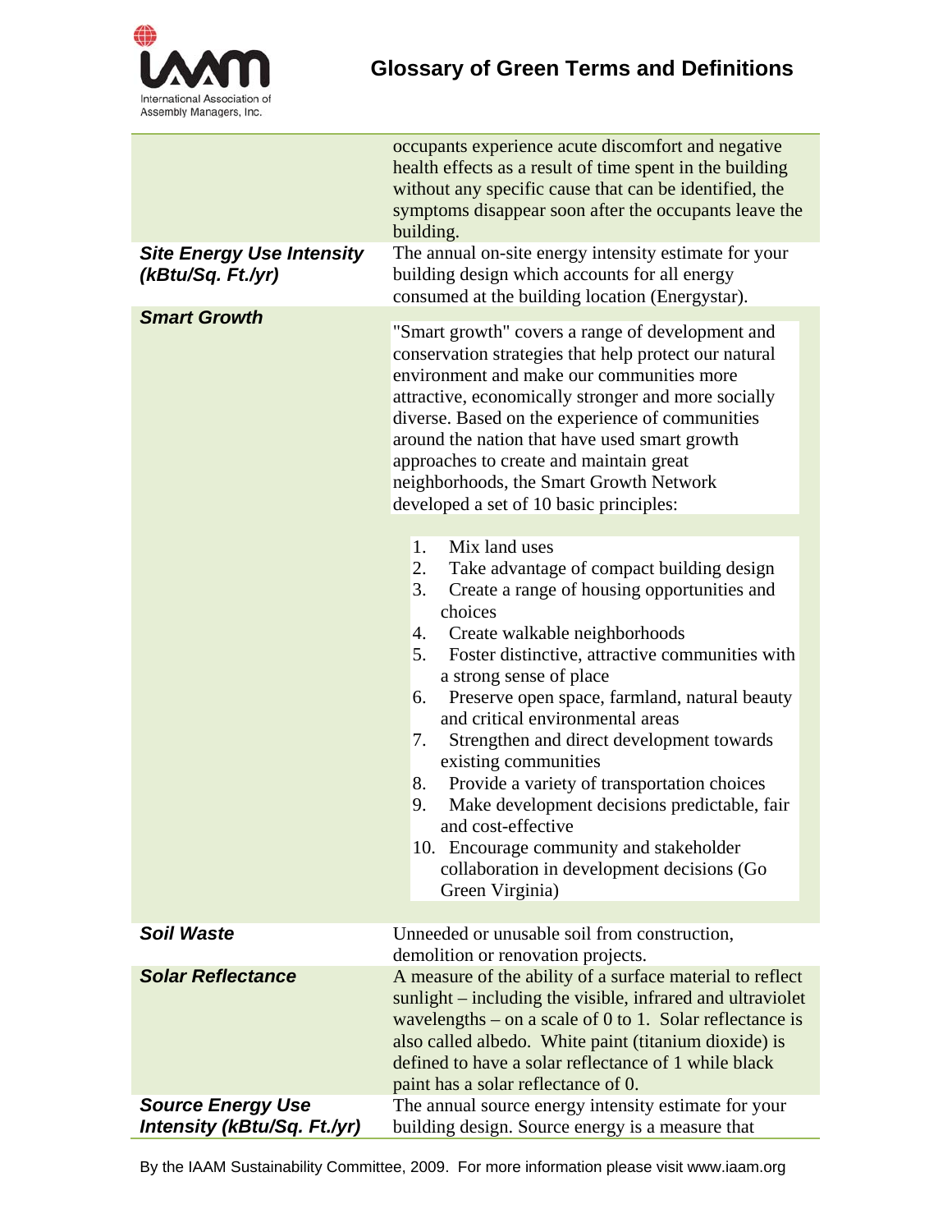| | |
|---|---|
| | occupants experience acute discomfort and negative health effects as a result of time spent in the building without any specific cause that can be identified, the symptoms disappear soon after the occupants leave the building. |
| ***Site Energy Use Intensity (kBtu/Sq. Ft./yr)*** | The annual on-site energy intensity estimate for your building design which accounts for all energy consumed at the building location (Energystar). |
| ***Smart Growth*** | "Smart growth" covers a range of development and conservation strategies that help protect our natural environment and make our communities more attractive, economically stronger and more socially diverse. Based on the experience of communities around the nation that have used smart growth approaches to create and maintain great neighborhoods, the Smart Growth Network developed a set of 10 basic principles:<br><br>1. Mix land uses<br>2. Take advantage of compact building design<br>3. Create a range of housing opportunities and choices<br>4. Create walkable neighborhoods<br>5. Foster distinctive, attractive communities with a strong sense of place<br>6. Preserve open space, farmland, natural beauty and critical environmental areas<br>7. Strengthen and direct development towards existing communities<br>8. Provide a variety of transportation choices<br>9. Make development decisions predictable, fair and cost-effective<br>10. Encourage community and stakeholder collaboration in development decisions (Go Green Virginia) |
| ***Soil Waste*** | Unneeded or unusable soil from construction, demolition or renovation projects. |
| ***Solar Reflectance*** | A measure of the ability of a surface material to reflect sunlight – including the visible, infrared and ultraviolet wavelengths – on a scale of 0 to 1. Solar reflectance is also called albedo. White paint (titanium dioxide) is defined to have a solar reflectance of 1 while black paint has a solar reflectance of 0. |
| ***Source Energy Use Intensity (kBtu/Sq. Ft./yr)*** | The annual source energy intensity estimate for your building design. Source energy is a measure that |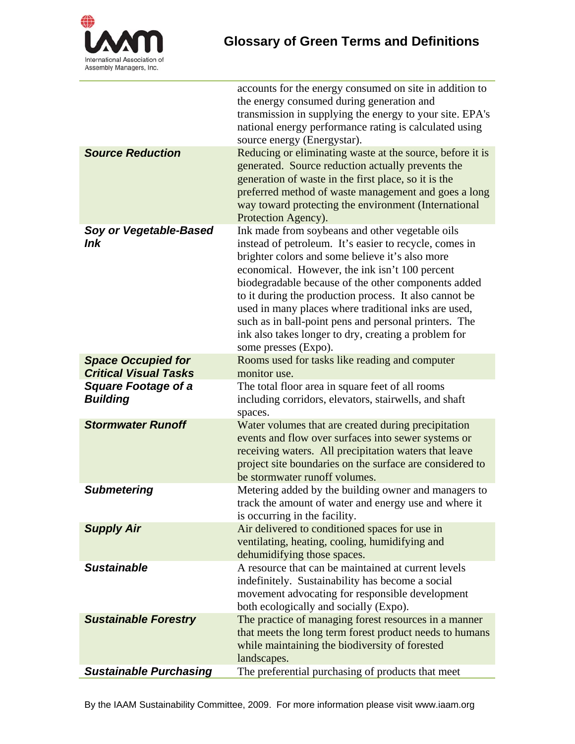| | |
|---|---|
| | accounts for the energy consumed on site in addition to the energy consumed during generation and transmission in supplying the energy to your site. EPA's national energy performance rating is calculated using source energy (Energystar). |
| ***Source Reduction*** | Reducing or eliminating waste at the source, before it is generated. Source reduction actually prevents the generation of waste in the first place, so it is the preferred method of waste management and goes a long way toward protecting the environment (International Protection Agency). |
| ***Soy or Vegetable-Based Ink*** | Ink made from soybeans and other vegetable oils instead of petroleum. It's easier to recycle, comes in brighter colors and some believe it's also more economical. However, the ink isn't 100 percent biodegradable because of the other components added to it during the production process. It also cannot be used in many places where traditional inks are used, such as in ball-point pens and personal printers. The ink also takes longer to dry, creating a problem for some presses (Expo). |
| ***Space Occupied for Critical Visual Tasks*** | Rooms used for tasks like reading and computer monitor use. |
| ***Square Footage of a Building*** | The total floor area in square feet of all rooms including corridors, elevators, stairwells, and shaft spaces. |
| ***Stormwater Runoff*** | Water volumes that are created during precipitation events and flow over surfaces into sewer systems or receiving waters. All precipitation waters that leave project site boundaries on the surface are considered to be stormwater runoff volumes. |
| ***Submetering*** | Metering added by the building owner and managers to track the amount of water and energy use and where it is occurring in the facility. |
| ***Supply Air*** | Air delivered to conditioned spaces for use in ventilating, heating, cooling, humidifying and dehumidifying those spaces. |
| ***Sustainable*** | A resource that can be maintained at current levels indefinitely. Sustainability has become a social movement advocating for responsible development both ecologically and socially (Expo). |
| ***Sustainable Forestry*** | The practice of managing forest resources in a manner that meets the long term forest product needs to humans while maintaining the biodiversity of forested landscapes. |
| ***Sustainable Purchasing*** | The preferential purchasing of products that meet |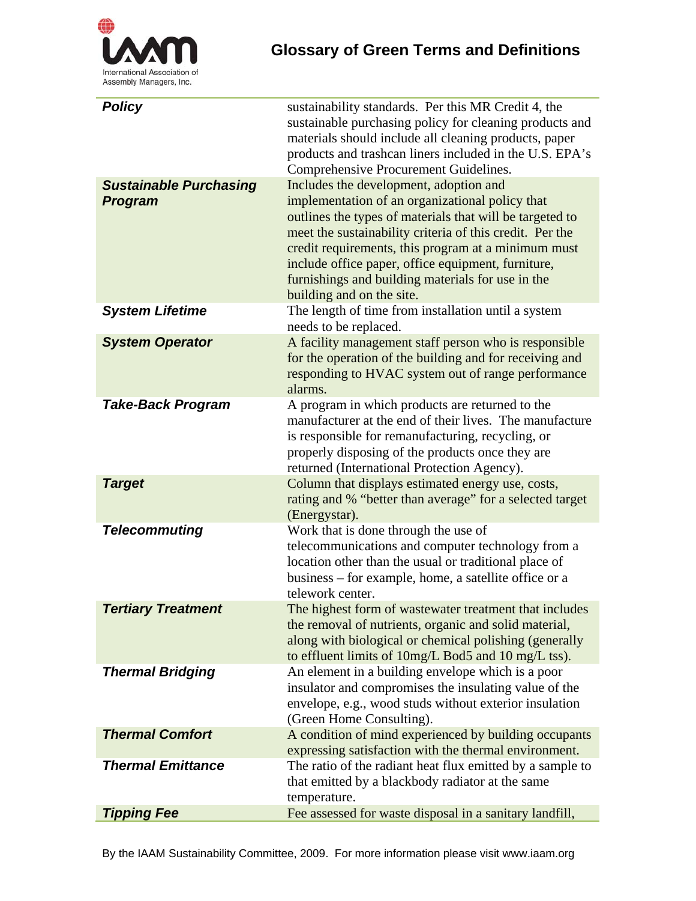| | |
|---|---|
| ***Policy*** | sustainability standards. Per this MR Credit 4, the sustainable purchasing policy for cleaning products and materials should include all cleaning products, paper products and trashcan liners included in the U.S. EPA's Comprehensive Procurement Guidelines. |
| ***Sustainable Purchasing Program*** | Includes the development, adoption and implementation of an organizational policy that outlines the types of materials that will be targeted to meet the sustainability criteria of this credit. Per the credit requirements, this program at a minimum must include office paper, office equipment, furniture, furnishings and building materials for use in the building and on the site. |
| ***System Lifetime*** | The length of time from installation until a system needs to be replaced. |
| ***System Operator*** | A facility management staff person who is responsible for the operation of the building and for receiving and responding to HVAC system out of range performance alarms. |
| ***Take-Back Program*** | A program in which products are returned to the manufacturer at the end of their lives. The manufacture is responsible for remanufacturing, recycling, or properly disposing of the products once they are returned (International Protection Agency). |
| ***Target*** | Column that displays estimated energy use, costs, rating and % "better than average" for a selected target (Energystar). |
| ***Telecommuting*** | Work that is done through the use of telecommunications and computer technology from a location other than the usual or traditional place of business – for example, home, a satellite office or a telework center. |
| ***Tertiary Treatment*** | The highest form of wastewater treatment that includes the removal of nutrients, organic and solid material, along with biological or chemical polishing (generally to effluent limits of 10mg/L Bod5 and 10 mg/L tss). |
| ***Thermal Bridging*** | An element in a building envelope which is a poor insulator and compromises the insulating value of the envelope, e.g., wood studs without exterior insulation (Green Home Consulting). |
| ***Thermal Comfort*** | A condition of mind experienced by building occupants expressing satisfaction with the thermal environment. |
| ***Thermal Emittance*** | The ratio of the radiant heat flux emitted by a sample to that emitted by a blackbody radiator at the same temperature. |
| ***Tipping Fee*** | Fee assessed for waste disposal in a sanitary landfill, |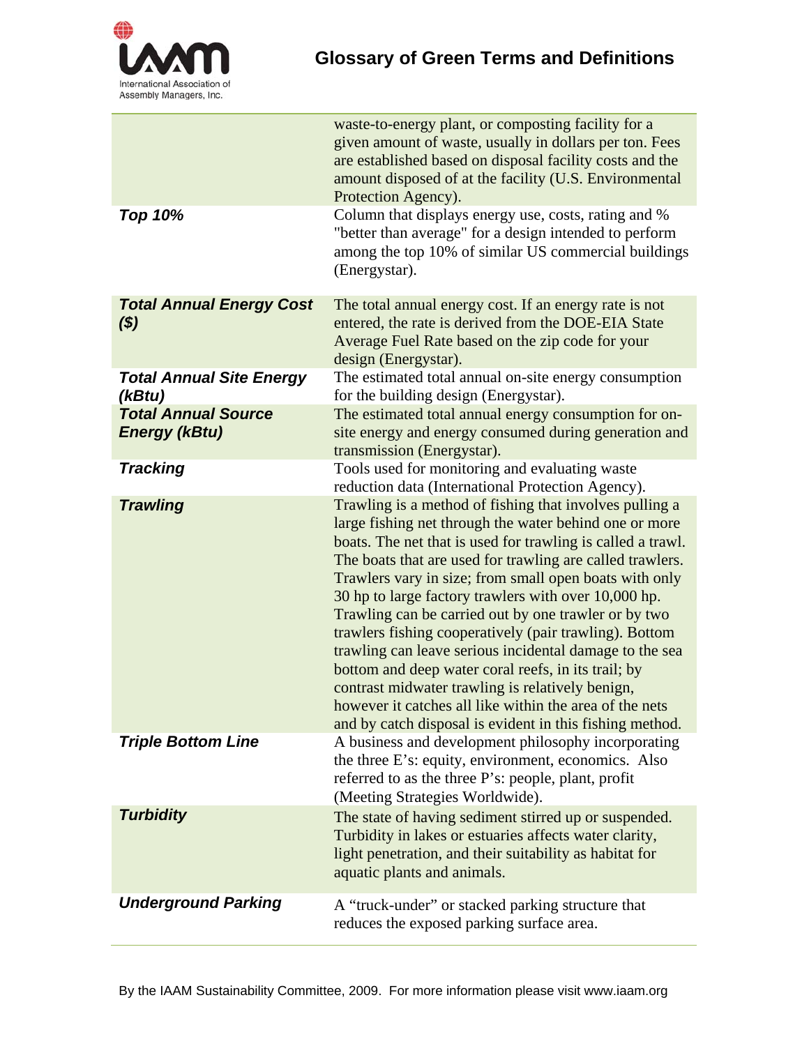| | |
|---|---|
| | waste-to-energy plant, or composting facility for a given amount of waste, usually in dollars per ton. Fees are established based on disposal facility costs and the amount disposed of at the facility (U.S. Environmental Protection Agency). |
| ***Top 10%*** | Column that displays energy use, costs, rating and % "better than average" for a design intended to perform among the top 10% of similar US commercial buildings (Energystar). |
| ***Total Annual Energy Cost ($)*** | The total annual energy cost. If an energy rate is not entered, the rate is derived from the DOE-EIA State Average Fuel Rate based on the zip code for your design (Energystar). |
| ***Total Annual Site Energy (kBtu)*** | The estimated total annual on-site energy consumption for the building design (Energystar). |
| ***Total Annual Source Energy (kBtu)*** | The estimated total annual energy consumption for on-site energy and energy consumed during generation and transmission (Energystar). |
| ***Tracking*** | Tools used for monitoring and evaluating waste reduction data (International Protection Agency). |
| ***Trawling*** | Trawling is a method of fishing that involves pulling a large fishing net through the water behind one or more boats. The net that is used for trawling is called a trawl. The boats that are used for trawling are called trawlers. Trawlers vary in size; from small open boats with only 30 hp to large factory trawlers with over 10,000 hp. Trawling can be carried out by one trawler or by two trawlers fishing cooperatively (pair trawling). Bottom trawling can leave serious incidental damage to the sea bottom and deep water coral reefs, in its trail; by contrast midwater trawling is relatively benign, however it catches all like within the area of the nets and by catch disposal is evident in this fishing method. |
| ***Triple Bottom Line*** | A business and development philosophy incorporating the three E's: equity, environment, economics. Also referred to as the three P's: people, plant, profit (Meeting Strategies Worldwide). |
| ***Turbidity*** | The state of having sediment stirred up or suspended. Turbidity in lakes or estuaries affects water clarity, light penetration, and their suitability as habitat for aquatic plants and animals. |
| ***Underground Parking*** | A "truck-under" or stacked parking structure that reduces the exposed parking surface area. |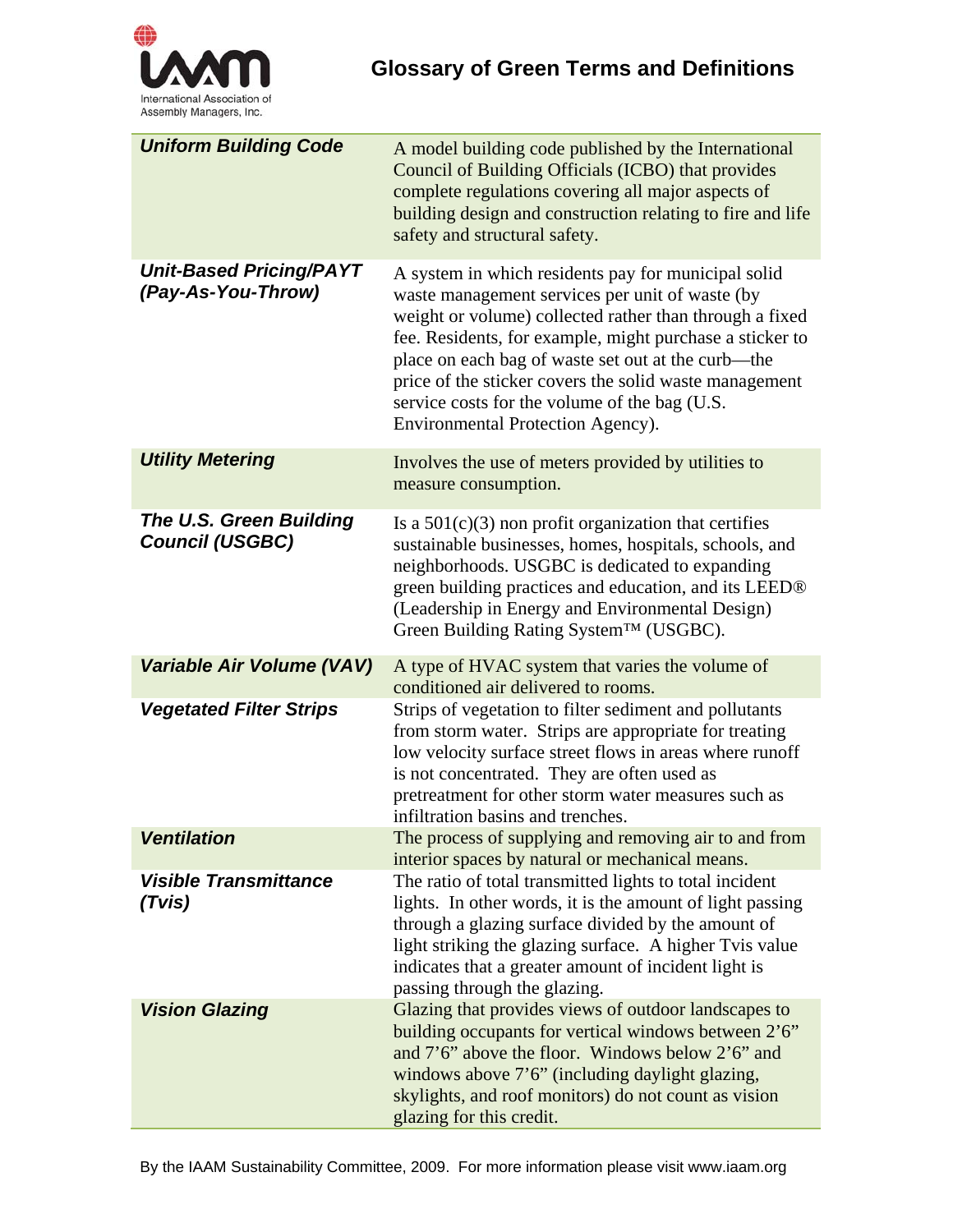# Glossary of Green Terms and Definitions

| Term | Definition |
|---|---|
| ***Uniform Building Code*** | A model building code published by the International Council of Building Officials (ICBO) that provides complete regulations covering all major aspects of building design and construction relating to fire and life safety and structural safety. |
| ***Unit-Based Pricing/PAYT (Pay-As-You-Throw)*** | A system in which residents pay for municipal solid waste management services per unit of waste (by weight or volume) collected rather than through a fixed fee. Residents, for example, might purchase a sticker to place on each bag of waste set out at the curb—the price of the sticker covers the solid waste management service costs for the volume of the bag (U.S. Environmental Protection Agency). |
| ***Utility Metering*** | Involves the use of meters provided by utilities to measure consumption. |
| ***The U.S. Green Building Council (USGBC)*** | Is a 501(c)(3) non profit organization that certifies sustainable businesses, homes, hospitals, schools, and neighborhoods. USGBC is dedicated to expanding green building practices and education, and its LEED® (Leadership in Energy and Environmental Design) Green Building Rating System™ (USGBC). |
| ***Variable Air Volume (VAV)*** | A type of HVAC system that varies the volume of conditioned air delivered to rooms. |
| ***Vegetated Filter Strips*** | Strips of vegetation to filter sediment and pollutants from storm water. Strips are appropriate for treating low velocity surface street flows in areas where runoff is not concentrated. They are often used as pretreatment for other storm water measures such as infiltration basins and trenches. |
| ***Ventilation*** | The process of supplying and removing air to and from interior spaces by natural or mechanical means. |
| ***Visible Transmittance (Tvis)*** | The ratio of total transmitted lights to total incident lights. In other words, it is the amount of light passing through a glazing surface divided by the amount of light striking the glazing surface. A higher Tvis value indicates that a greater amount of incident light is passing through the glazing. |
| ***Vision Glazing*** | Glazing that provides views of outdoor landscapes to building occupants for vertical windows between 2'6" and 7'6" above the floor. Windows below 2'6" and windows above 7'6" (including daylight glazing, skylights, and roof monitors) do not count as vision glazing for this credit. |

By the IAAM Sustainability Committee, 2009. For more information please visit www.iaam.org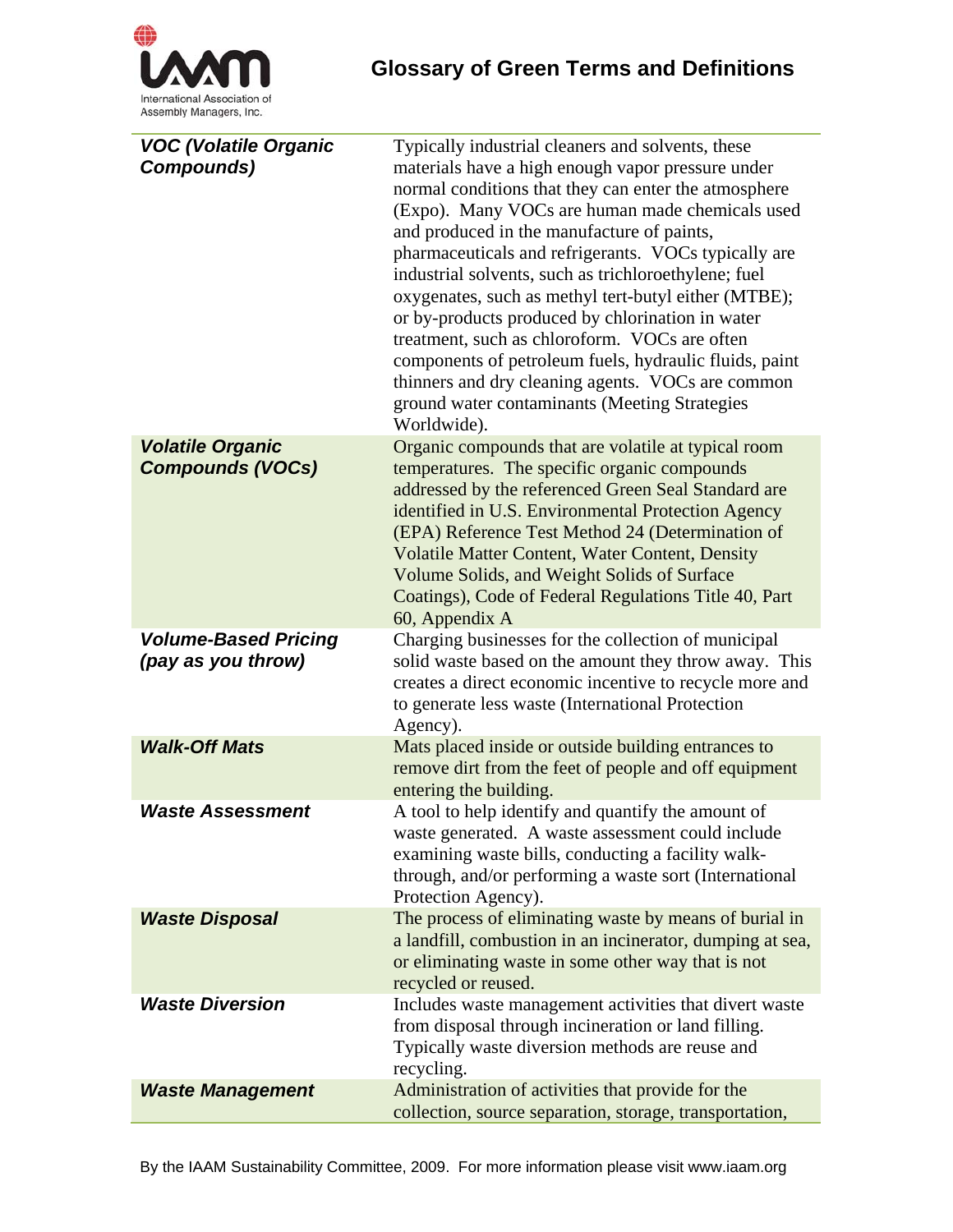| | |
|---|---|
| ***VOC (Volatile Organic Compounds)*** | Typically industrial cleaners and solvents, these materials have a high enough vapor pressure under normal conditions that they can enter the atmosphere (Expo). Many VOCs are human made chemicals used and produced in the manufacture of paints, pharmaceuticals and refrigerants. VOCs typically are industrial solvents, such as trichloroethylene; fuel oxygenates, such as methyl tert-butyl either (MTBE); or by-products produced by chlorination in water treatment, such as chloroform. VOCs are often components of petroleum fuels, hydraulic fluids, paint thinners and dry cleaning agents. VOCs are common ground water contaminants (Meeting Strategies Worldwide). |
| ***Volatile Organic Compounds (VOCs)*** | Organic compounds that are volatile at typical room temperatures. The specific organic compounds addressed by the referenced Green Seal Standard are identified in U.S. Environmental Protection Agency (EPA) Reference Test Method 24 (Determination of Volatile Matter Content, Water Content, Density Volume Solids, and Weight Solids of Surface Coatings), Code of Federal Regulations Title 40, Part 60, Appendix A |
| ***Volume-Based Pricing (pay as you throw)*** | Charging businesses for the collection of municipal solid waste based on the amount they throw away. This creates a direct economic incentive to recycle more and to generate less waste (International Protection Agency). |
| ***Walk-Off Mats*** | Mats placed inside or outside building entrances to remove dirt from the feet of people and off equipment entering the building. |
| ***Waste Assessment*** | A tool to help identify and quantify the amount of waste generated. A waste assessment could include examining waste bills, conducting a facility walk-through, and/or performing a waste sort (International Protection Agency). |
| ***Waste Disposal*** | The process of eliminating waste by means of burial in a landfill, combustion in an incinerator, dumping at sea, or eliminating waste in some other way that is not recycled or reused. |
| ***Waste Diversion*** | Includes waste management activities that divert waste from disposal through incineration or land filling. Typically waste diversion methods are reuse and recycling. |
| ***Waste Management*** | Administration of activities that provide for the collection, source separation, storage, transportation, |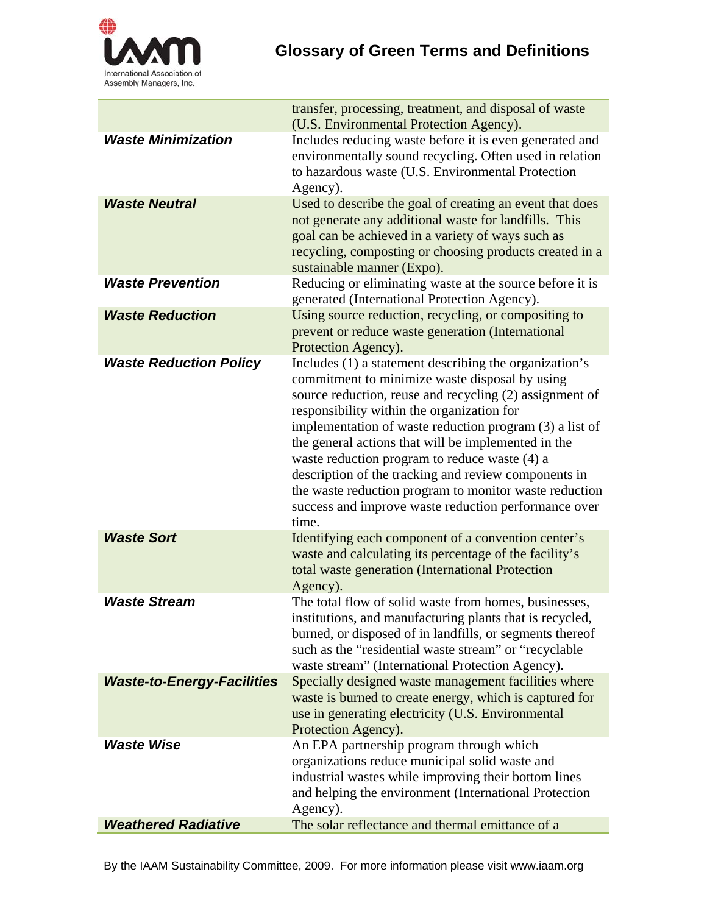| | |
|---|---|
| | transfer, processing, treatment, and disposal of waste (U.S. Environmental Protection Agency). |
| ***Waste Minimization*** | Includes reducing waste before it is even generated and environmentally sound recycling. Often used in relation to hazardous waste (U.S. Environmental Protection Agency). |
| ***Waste Neutral*** | Used to describe the goal of creating an event that does not generate any additional waste for landfills. This goal can be achieved in a variety of ways such as recycling, composting or choosing products created in a sustainable manner (Expo). |
| ***Waste Prevention*** | Reducing or eliminating waste at the source before it is generated (International Protection Agency). |
| ***Waste Reduction*** | Using source reduction, recycling, or compositing to prevent or reduce waste generation (International Protection Agency). |
| ***Waste Reduction Policy*** | Includes (1) a statement describing the organization's commitment to minimize waste disposal by using source reduction, reuse and recycling (2) assignment of responsibility within the organization for implementation of waste reduction program (3) a list of the general actions that will be implemented in the waste reduction program to reduce waste (4) a description of the tracking and review components in the waste reduction program to monitor waste reduction success and improve waste reduction performance over time. |
| ***Waste Sort*** | Identifying each component of a convention center's waste and calculating its percentage of the facility's total waste generation (International Protection Agency). |
| ***Waste Stream*** | The total flow of solid waste from homes, businesses, institutions, and manufacturing plants that is recycled, burned, or disposed of in landfills, or segments thereof such as the "residential waste stream" or "recyclable waste stream" (International Protection Agency). |
| ***Waste-to-Energy-Facilities*** | Specially designed waste management facilities where waste is burned to create energy, which is captured for use in generating electricity (U.S. Environmental Protection Agency). |
| ***Waste Wise*** | An EPA partnership program through which organizations reduce municipal solid waste and industrial wastes while improving their bottom lines and helping the environment (International Protection Agency). |
| ***Weathered Radiative*** | The solar reflectance and thermal emittance of a |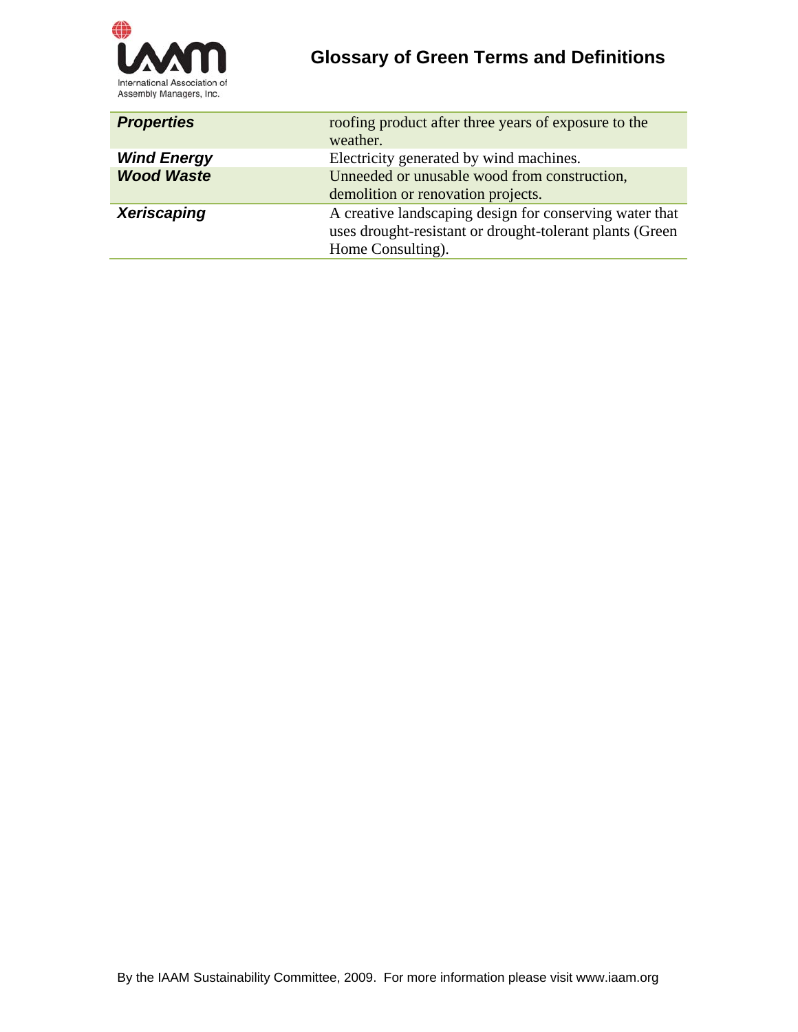| | |
|---|---|
| ***Properties*** | roofing product after three years of exposure to the weather. |
| ***Wind Energy*** | Electricity generated by wind machines. |
| ***Wood Waste*** | Unneeded or unusable wood from construction, demolition or renovation projects. |
| ***Xeriscaping*** | A creative landscaping design for conserving water that uses drought-resistant or drought-tolerant plants (Green Home Consulting). |